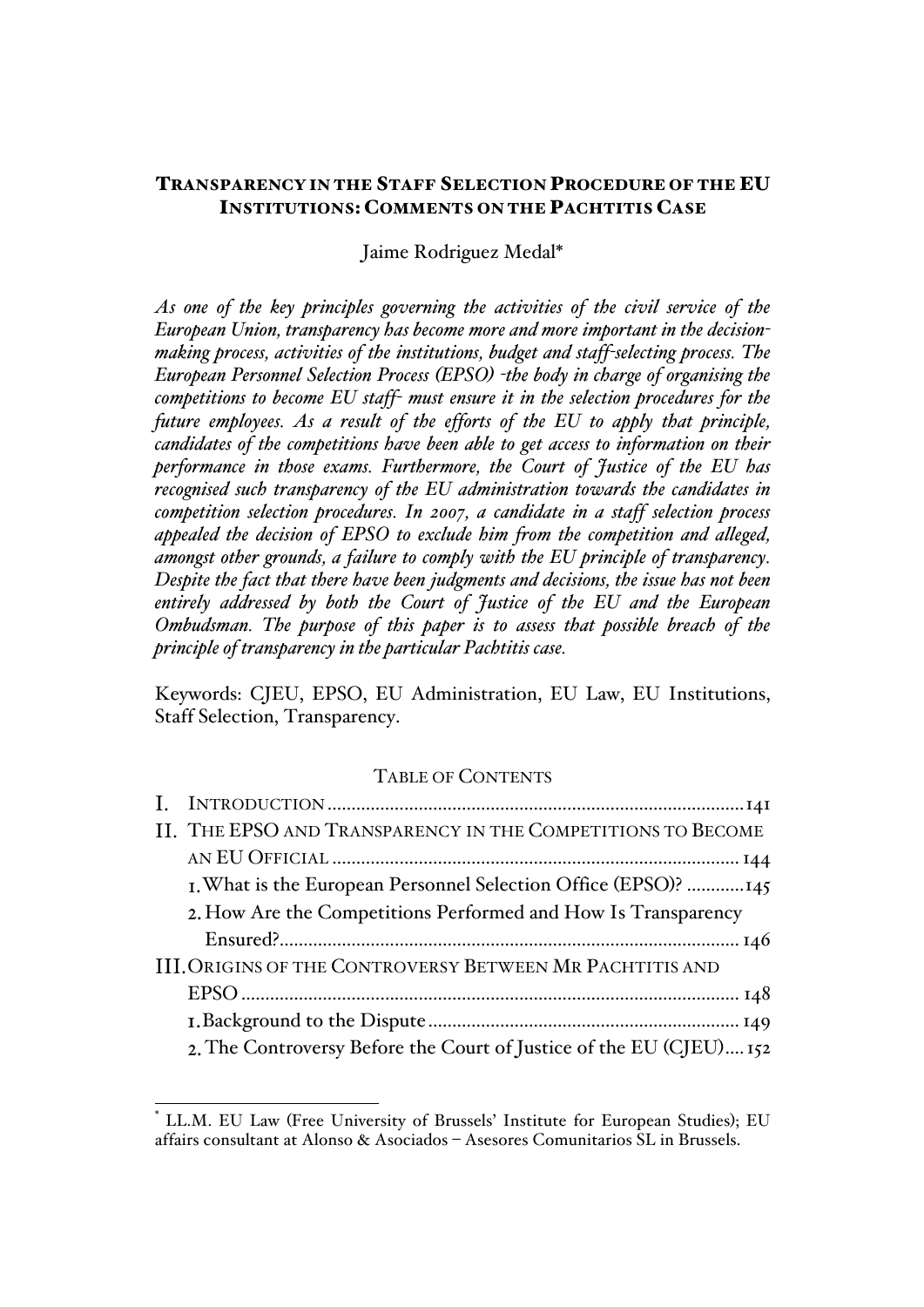# TRANSPARENCY IN THE STAFF SELECTION PROCEDURE OF THE EU INSTITUTIONS: COMMENTS ON THE PACHTITIS CASE

Jaime Rodriguez Medal*

*As one of the key principles governing the activities of the civil service of the European Union, transparency has become more and more important in the decision-making process, activities of the institutions, budget and staff-selecting process. The European Personnel Selection Process (EPSO) -the body in charge of organising the competitions to become EU staff- must ensure it in the selection procedures for the future employees. As a result of the efforts of the EU to apply that principle, candidates of the competitions have been able to get access to information on their performance in those exams. Furthermore, the Court of Justice of the EU has recognised such transparency of the EU administration towards the candidates in competition selection procedures. In 2007, a candidate in a staff selection process appealed the decision of EPSO to exclude him from the competition and alleged, amongst other grounds, a failure to comply with the EU principle of transparency. Despite the fact that there have been judgments and decisions, the issue has not been entirely addressed by both the Court of Justice of the EU and the European Ombudsman. The purpose of this paper is to assess that possible breach of the principle of transparency in the particular Pachtitis case.*

Keywords: CJEU, EPSO, EU Administration, EU Law, EU Institutions, Staff Selection, Transparency.

TABLE OF CONTENTS

I. INTRODUCTION ........................................................................ 141

II. THE EPSO AND TRANSPARENCY IN THE COMPETITIONS TO BECOME AN EU OFFICIAL ........................................................................ 144

  1. What is the European Personnel Selection Office (EPSO)? ............ 145

  2. How Are the Competitions Performed and How Is Transparency Ensured? ........................................................................ 146

III. ORIGINS OF THE CONTROVERSY BETWEEN MR PACHTITIS AND EPSO ........................................................................ 148

  1. Background to the Dispute ........................................................................ 149

  2. The Controversy Before the Court of Justice of the EU (CJEU) .... 152

---

\* LL.M. EU Law (Free University of Brussels' Institute for European Studies); EU affairs consultant at Alonso & Asociados – Asesores Comunitarios SL in Brussels.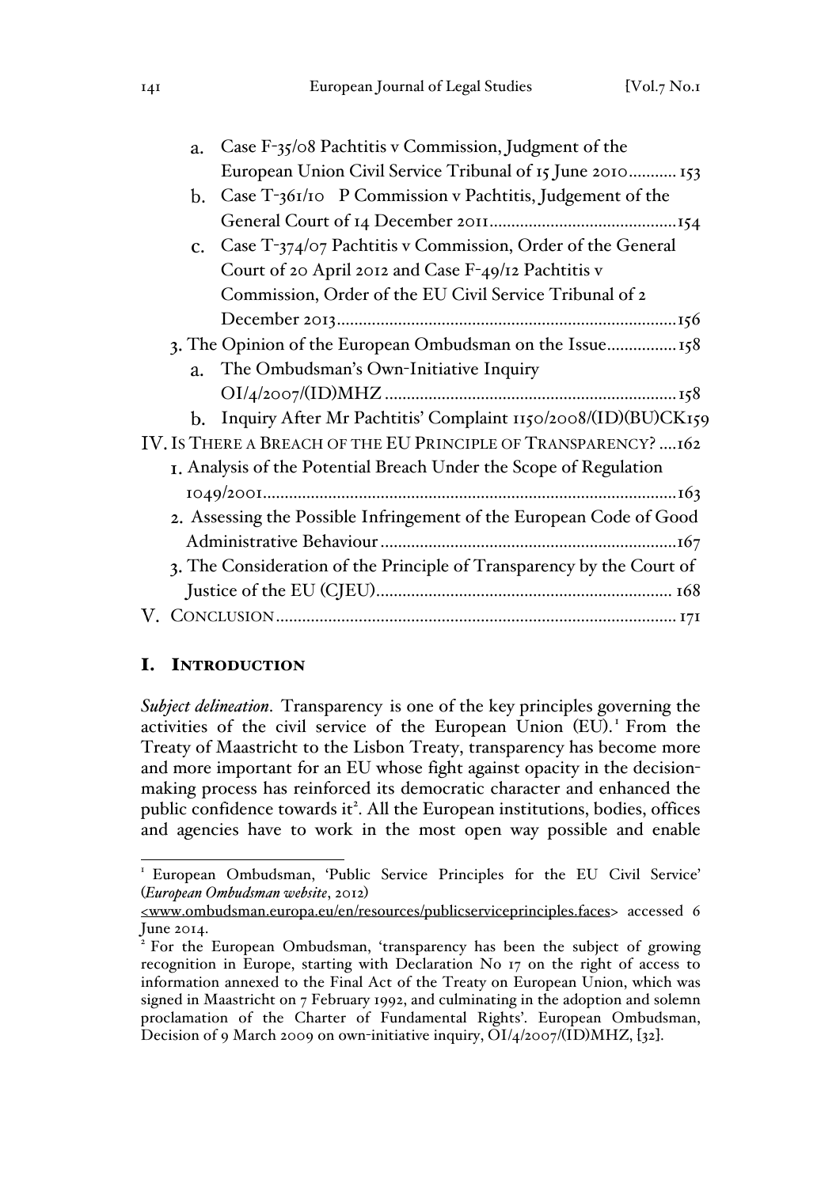a. Case F-35/08 Pachtitis v Commission, Judgment of the European Union Civil Service Tribunal of 15 June 2010........... 153

b. Case T-361/10 P Commission v Pachtitis, Judgement of the General Court of 14 December 2011...........................................154

c. Case T-374/07 Pachtitis v Commission, Order of the General Court of 20 April 2012 and Case F-49/12 Pachtitis v Commission, Order of the EU Civil Service Tribunal of 2 December 2013..............................................................................156

3. The Opinion of the European Ombudsman on the Issue................158

a. The Ombudsman's Own-Initiative Inquiry OI/4/2007/(ID)MHZ ..................................................................158

b. Inquiry After Mr Pachtitis' Complaint 1150/2008/(ID)(BU)CK159

IV. IS THERE A BREACH OF THE EU PRINCIPLE OF TRANSPARENCY? ....162

1. Analysis of the Potential Breach Under the Scope of Regulation 1049/2001...............................................................................................163

2. Assessing the Possible Infringement of the European Code of Good Administrative Behaviour ....................................................................167

3. The Consideration of the Principle of Transparency by the Court of Justice of the EU (CJEU)................................................................... 168

V. CONCLUSION........................................................................................... 171

## I. INTRODUCTION

*Subject delineation.* Transparency is one of the key principles governing the activities of the civil service of the European Union (EU).[1] From the Treaty of Maastricht to the Lisbon Treaty, transparency has become more and more important for an EU whose fight against opacity in the decision-making process has reinforced its democratic character and enhanced the public confidence towards it[2]. All the European institutions, bodies, offices and agencies have to work in the most open way possible and enable

---

[1] European Ombudsman, 'Public Service Principles for the EU Civil Service' (*European Ombudsman website*, 2012) <www.ombudsman.europa.eu/en/resources/publicserviceprinciples.faces> accessed 6 June 2014.

[2] For the European Ombudsman, 'transparency has been the subject of growing recognition in Europe, starting with Declaration No 17 on the right of access to information annexed to the Final Act of the Treaty on European Union, which was signed in Maastricht on 7 February 1992, and culminating in the adoption and solemn proclamation of the Charter of Fundamental Rights'. European Ombudsman, Decision of 9 March 2009 on own-initiative inquiry, OI/4/2007/(ID)MHZ, [32].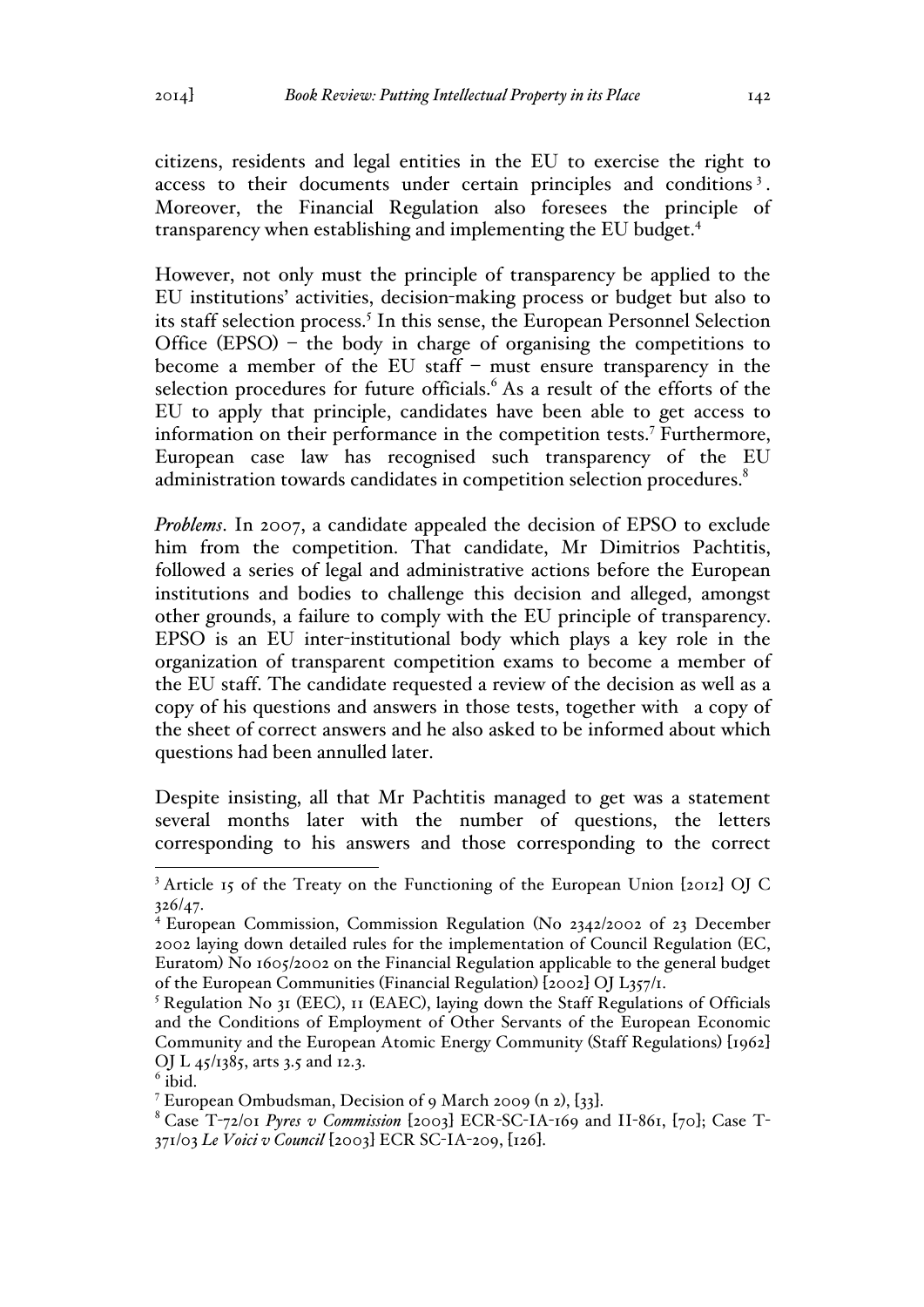citizens, residents and legal entities in the EU to exercise the right to access to their documents under certain principles and conditions [3]. Moreover, the Financial Regulation also foresees the principle of transparency when establishing and implementing the EU budget.[4]

However, not only must the principle of transparency be applied to the EU institutions' activities, decision-making process or budget but also to its staff selection process.[5] In this sense, the European Personnel Selection Office (EPSO) – the body in charge of organising the competitions to become a member of the EU staff – must ensure transparency in the selection procedures for future officials.[6] As a result of the efforts of the EU to apply that principle, candidates have been able to get access to information on their performance in the competition tests.[7] Furthermore, European case law has recognised such transparency of the EU administration towards candidates in competition selection procedures.[8]

*Problems*. In 2007, a candidate appealed the decision of EPSO to exclude him from the competition. That candidate, Mr Dimitrios Pachtitis, followed a series of legal and administrative actions before the European institutions and bodies to challenge this decision and alleged, amongst other grounds, a failure to comply with the EU principle of transparency. EPSO is an EU inter-institutional body which plays a key role in the organization of transparent competition exams to become a member of the EU staff. The candidate requested a review of the decision as well as a copy of his questions and answers in those tests, together with a copy of the sheet of correct answers and he also asked to be informed about which questions had been annulled later.

Despite insisting, all that Mr Pachtitis managed to get was a statement several months later with the number of questions, the letters corresponding to his answers and those corresponding to the correct

---

[3] Article 15 of the Treaty on the Functioning of the European Union [2012] OJ C 326/47.

[4] European Commission, Commission Regulation (No 2342/2002 of 23 December 2002 laying down detailed rules for the implementation of Council Regulation (EC, Euratom) No 1605/2002 on the Financial Regulation applicable to the general budget of the European Communities (Financial Regulation) [2002] OJ L357/1.

[5] Regulation No 31 (EEC), 11 (EAEC), laying down the Staff Regulations of Officials and the Conditions of Employment of Other Servants of the European Economic Community and the European Atomic Energy Community (Staff Regulations) [1962] OJ L 45/1385, arts 3.5 and 12.3.

[6] ibid.

[7] European Ombudsman, Decision of 9 March 2009 (n 2), [33].

[8] Case T-72/01 *Pyres v Commission* [2003] ECR-SC-IA-169 and II-861, [70]; Case T-371/03 *Le Voici v Council* [2003] ECR SC-IA-209, [126].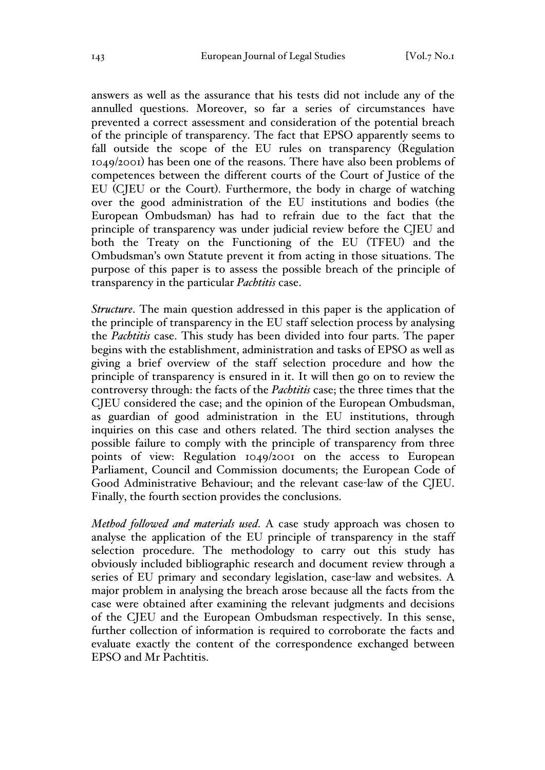answers as well as the assurance that his tests did not include any of the annulled questions. Moreover, so far a series of circumstances have prevented a correct assessment and consideration of the potential breach of the principle of transparency. The fact that EPSO apparently seems to fall outside the scope of the EU rules on transparency (Regulation 1049/2001) has been one of the reasons. There have also been problems of competences between the different courts of the Court of Justice of the EU (CJEU or the Court). Furthermore, the body in charge of watching over the good administration of the EU institutions and bodies (the European Ombudsman) has had to refrain due to the fact that the principle of transparency was under judicial review before the CJEU and both the Treaty on the Functioning of the EU (TFEU) and the Ombudsman's own Statute prevent it from acting in those situations. The purpose of this paper is to assess the possible breach of the principle of transparency in the particular *Pachtitis* case.

*Structure*. The main question addressed in this paper is the application of the principle of transparency in the EU staff selection process by analysing the *Pachtitis* case. This study has been divided into four parts. The paper begins with the establishment, administration and tasks of EPSO as well as giving a brief overview of the staff selection procedure and how the principle of transparency is ensured in it. It will then go on to review the controversy through: the facts of the *Pachtitis* case; the three times that the CJEU considered the case; and the opinion of the European Ombudsman, as guardian of good administration in the EU institutions, through inquiries on this case and others related. The third section analyses the possible failure to comply with the principle of transparency from three points of view: Regulation 1049/2001 on the access to European Parliament, Council and Commission documents; the European Code of Good Administrative Behaviour; and the relevant case-law of the CJEU. Finally, the fourth section provides the conclusions.

*Method followed and materials used*. A case study approach was chosen to analyse the application of the EU principle of transparency in the staff selection procedure. The methodology to carry out this study has obviously included bibliographic research and document review through a series of EU primary and secondary legislation, case-law and websites. A major problem in analysing the breach arose because all the facts from the case were obtained after examining the relevant judgments and decisions of the CJEU and the European Ombudsman respectively. In this sense, further collection of information is required to corroborate the facts and evaluate exactly the content of the correspondence exchanged between EPSO and Mr Pachtitis.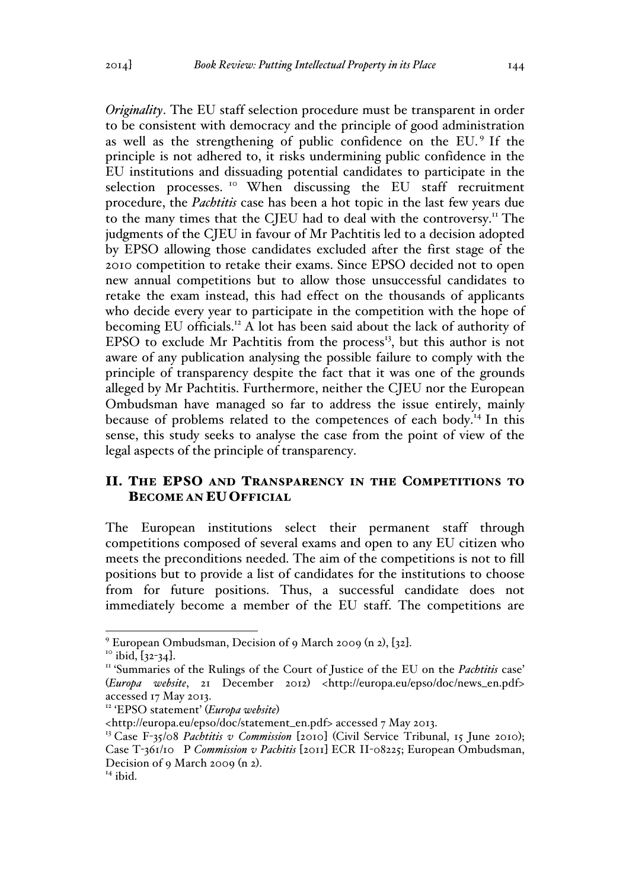*Originality*. The EU staff selection procedure must be transparent in order to be consistent with democracy and the principle of good administration as well as the strengthening of public confidence on the EU.[9] If the principle is not adhered to, it risks undermining public confidence in the EU institutions and dissuading potential candidates to participate in the selection processes.[10] When discussing the EU staff recruitment procedure, the *Pachtitis* case has been a hot topic in the last few years due to the many times that the CJEU had to deal with the controversy.[11] The judgments of the CJEU in favour of Mr Pachtitis led to a decision adopted by EPSO allowing those candidates excluded after the first stage of the 2010 competition to retake their exams. Since EPSO decided not to open new annual competitions but to allow those unsuccessful candidates to retake the exam instead, this had effect on the thousands of applicants who decide every year to participate in the competition with the hope of becoming EU officials.[12] A lot has been said about the lack of authority of EPSO to exclude Mr Pachtitis from the process[13], but this author is not aware of any publication analysing the possible failure to comply with the principle of transparency despite the fact that it was one of the grounds alleged by Mr Pachtitis. Furthermore, neither the CJEU nor the European Ombudsman have managed so far to address the issue entirely, mainly because of problems related to the competences of each body.[14] In this sense, this study seeks to analyse the case from the point of view of the legal aspects of the principle of transparency.

## II. The EPSO and Transparency in the Competitions to Become an EU Official

The European institutions select their permanent staff through competitions composed of several exams and open to any EU citizen who meets the preconditions needed. The aim of the competitions is not to fill positions but to provide a list of candidates for the institutions to choose from for future positions. Thus, a successful candidate does not immediately become a member of the EU staff. The competitions are

---

[9] European Ombudsman, Decision of 9 March 2009 (n 2), [32].

[10] ibid, [32-34].

[11] 'Summaries of the Rulings of the Court of Justice of the EU on the *Pachtitis* case' (*Europa website*, 21 December 2012) <http://europa.eu/epso/doc/news_en.pdf> accessed 17 May 2013.

[12] 'EPSO statement' (*Europa website*) <http://europa.eu/epso/doc/statement_en.pdf> accessed 7 May 2013.

[13] Case F-35/08 *Pachtitis v Commission* [2010] (Civil Service Tribunal, 15 June 2010); Case T-361/10 P *Commission v Pachitis* [2011] ECR II-08225; European Ombudsman, Decision of 9 March 2009 (n 2).

[14] ibid.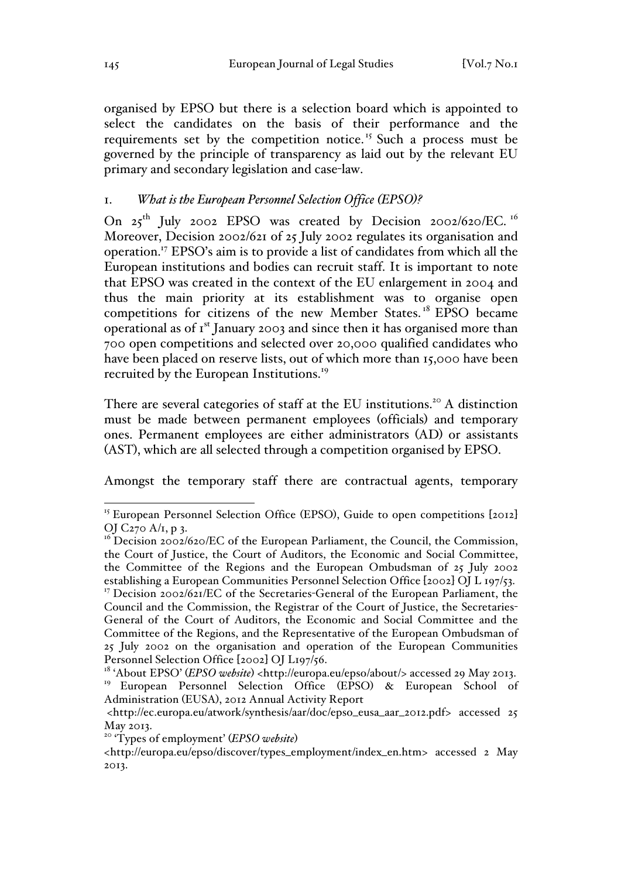organised by EPSO but there is a selection board which is appointed to select the candidates on the basis of their performance and the requirements set by the competition notice.[15] Such a process must be governed by the principle of transparency as laid out by the relevant EU primary and secondary legislation and case-law.

### 1. *What is the European Personnel Selection Office (EPSO)?*

On 25[th] July 2002 EPSO was created by Decision 2002/620/EC.[16] Moreover, Decision 2002/621 of 25 July 2002 regulates its organisation and operation.[17] EPSO's aim is to provide a list of candidates from which all the European institutions and bodies can recruit staff. It is important to note that EPSO was created in the context of the EU enlargement in 2004 and thus the main priority at its establishment was to organise open competitions for citizens of the new Member States.[18] EPSO became operational as of 1[st] January 2003 and since then it has organised more than 700 open competitions and selected over 20,000 qualified candidates who have been placed on reserve lists, out of which more than 15,000 have been recruited by the European Institutions.[19]

There are several categories of staff at the EU institutions.[20] A distinction must be made between permanent employees (officials) and temporary ones. Permanent employees are either administrators (AD) or assistants (AST), which are all selected through a competition organised by EPSO.

Amongst the temporary staff there are contractual agents, temporary

---

[15] European Personnel Selection Office (EPSO), Guide to open competitions [2012] OJ C270 A/1, p 3.

[16] Decision 2002/620/EC of the European Parliament, the Council, the Commission, the Court of Justice, the Court of Auditors, the Economic and Social Committee, the Committee of the Regions and the European Ombudsman of 25 July 2002 establishing a European Communities Personnel Selection Office [2002] OJ L 197/53.

[17] Decision 2002/621/EC of the Secretaries-General of the European Parliament, the Council and the Commission, the Registrar of the Court of Justice, the Secretaries-General of the Court of Auditors, the Economic and Social Committee and the Committee of the Regions, and the Representative of the European Ombudsman of 25 July 2002 on the organisation and operation of the European Communities Personnel Selection Office [2002] OJ L197/56.

[18] 'About EPSO' (*EPSO website*) <http://europa.eu/epso/about/> accessed 29 May 2013.

[19] European Personnel Selection Office (EPSO) & European School of Administration (EUSA), 2012 Annual Activity Report <http://ec.europa.eu/atwork/synthesis/aar/doc/epso_eusa_aar_2012.pdf> accessed 25 May 2013.

[20] 'Types of employment' (*EPSO website*) <http://europa.eu/epso/discover/types_employment/index_en.htm> accessed 2 May 2013.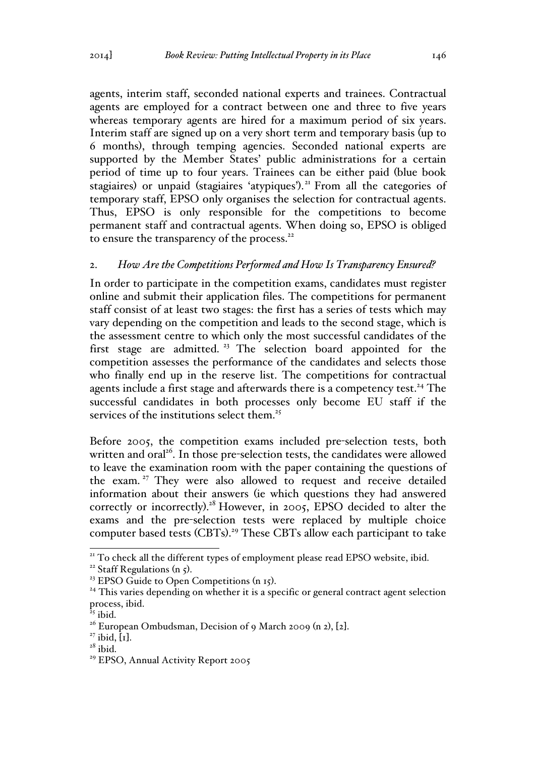agents, interim staff, seconded national experts and trainees. Contractual agents are employed for a contract between one and three to five years whereas temporary agents are hired for a maximum period of six years. Interim staff are signed up on a very short term and temporary basis (up to 6 months), through temping agencies. Seconded national experts are supported by the Member States' public administrations for a certain period of time up to four years. Trainees can be either paid (blue book stagiaires) or unpaid (stagiaires 'atypiques').[21] From all the categories of temporary staff, EPSO only organises the selection for contractual agents. Thus, EPSO is only responsible for the competitions to become permanent staff and contractual agents. When doing so, EPSO is obliged to ensure the transparency of the process.[22]

## 2. *How Are the Competitions Performed and How Is Transparency Ensured?*

In order to participate in the competition exams, candidates must register online and submit their application files. The competitions for permanent staff consist of at least two stages: the first has a series of tests which may vary depending on the competition and leads to the second stage, which is the assessment centre to which only the most successful candidates of the first stage are admitted.[23] The selection board appointed for the competition assesses the performance of the candidates and selects those who finally end up in the reserve list. The competitions for contractual agents include a first stage and afterwards there is a competency test.[24] The successful candidates in both processes only become EU staff if the services of the institutions select them.[25]

Before 2005, the competition exams included pre-selection tests, both written and oral[26]. In those pre-selection tests, the candidates were allowed to leave the examination room with the paper containing the questions of the exam.[27] They were also allowed to request and receive detailed information about their answers (ie which questions they had answered correctly or incorrectly).[28] However, in 2005, EPSO decided to alter the exams and the pre-selection tests were replaced by multiple choice computer based tests (CBTs).[29] These CBTs allow each participant to take

---

[21] To check all the different types of employment please read EPSO website, ibid.

[22] Staff Regulations (n 5).

[23] EPSO Guide to Open Competitions (n 15).

[24] This varies depending on whether it is a specific or general contract agent selection process, ibid.

[25] ibid.

[26] European Ombudsman, Decision of 9 March 2009 (n 2), [2].

[27] ibid, [1].

[28] ibid.

[29] EPSO, Annual Activity Report 2005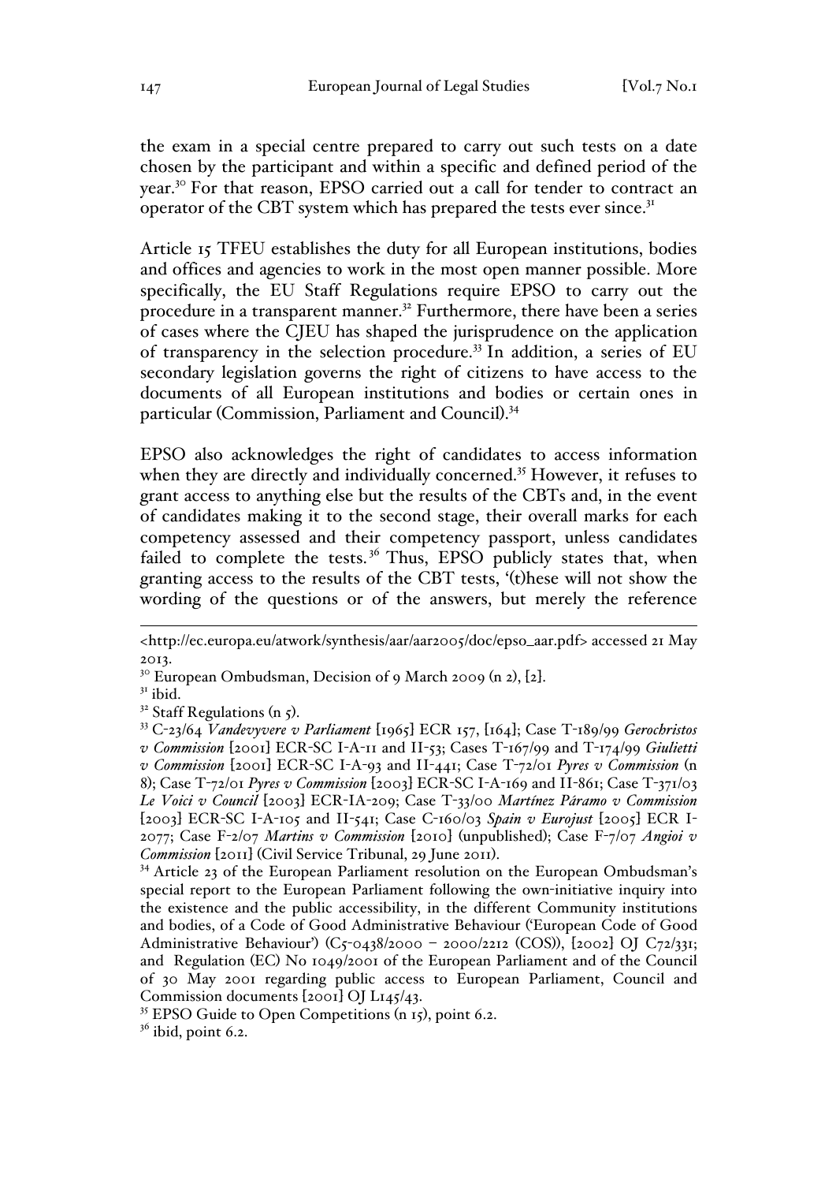the exam in a special centre prepared to carry out such tests on a date chosen by the participant and within a specific and defined period of the year.[30] For that reason, EPSO carried out a call for tender to contract an operator of the CBT system which has prepared the tests ever since.[31]

Article 15 TFEU establishes the duty for all European institutions, bodies and offices and agencies to work in the most open manner possible. More specifically, the EU Staff Regulations require EPSO to carry out the procedure in a transparent manner.[32] Furthermore, there have been a series of cases where the CJEU has shaped the jurisprudence on the application of transparency in the selection procedure.[33] In addition, a series of EU secondary legislation governs the right of citizens to have access to the documents of all European institutions and bodies or certain ones in particular (Commission, Parliament and Council).[34]

EPSO also acknowledges the right of candidates to access information when they are directly and individually concerned.[35] However, it refuses to grant access to anything else but the results of the CBTs and, in the event of candidates making it to the second stage, their overall marks for each competency assessed and their competency passport, unless candidates failed to complete the tests.[36] Thus, EPSO publicly states that, when granting access to the results of the CBT tests, '(t)hese will not show the wording of the questions or of the answers, but merely the reference

---

<http://ec.europa.eu/atwork/synthesis/aar/aar2005/doc/epso_aar.pdf> accessed 21 May 2013.

[30] European Ombudsman, Decision of 9 March 2009 (n 2), [2].

[31] ibid.

[32] Staff Regulations (n 5).

[33] C-23/64 *Vandevyvere v Parliament* [1965] ECR 157, [164]; Case T-189/99 *Gerochristos v Commission* [2001] ECR-SC I-A-11 and II-53; Cases T-167/99 and T-174/99 *Giulietti v Commission* [2001] ECR-SC I-A-93 and II-441; Case T-72/01 *Pyres v Commission* (n 8); Case T-72/01 *Pyres v Commission* [2003] ECR-SC I-A-169 and II-861; Case T-371/03 *Le Voici v Council* [2003] ECR-IA-209; Case T-33/00 *Martínez Páramo v Commission* [2003] ECR-SC I-A-105 and II-541; Case C-160/03 *Spain v Eurojust* [2005] ECR I-2077; Case F-2/07 *Martins v Commission* [2010] (unpublished); Case F-7/07 *Angioi v Commission* [2011] (Civil Service Tribunal, 29 June 2011).

[34] Article 23 of the European Parliament resolution on the European Ombudsman's special report to the European Parliament following the own-initiative inquiry into the existence and the public accessibility, in the different Community institutions and bodies, of a Code of Good Administrative Behaviour ('European Code of Good Administrative Behaviour') (C5-0438/2000 – 2000/2212 (COS)), [2002] OJ C72/331; and Regulation (EC) No 1049/2001 of the European Parliament and of the Council of 30 May 2001 regarding public access to European Parliament, Council and Commission documents [2001] OJ L145/43.

[35] EPSO Guide to Open Competitions (n 15), point 6.2.

[36] ibid, point 6.2.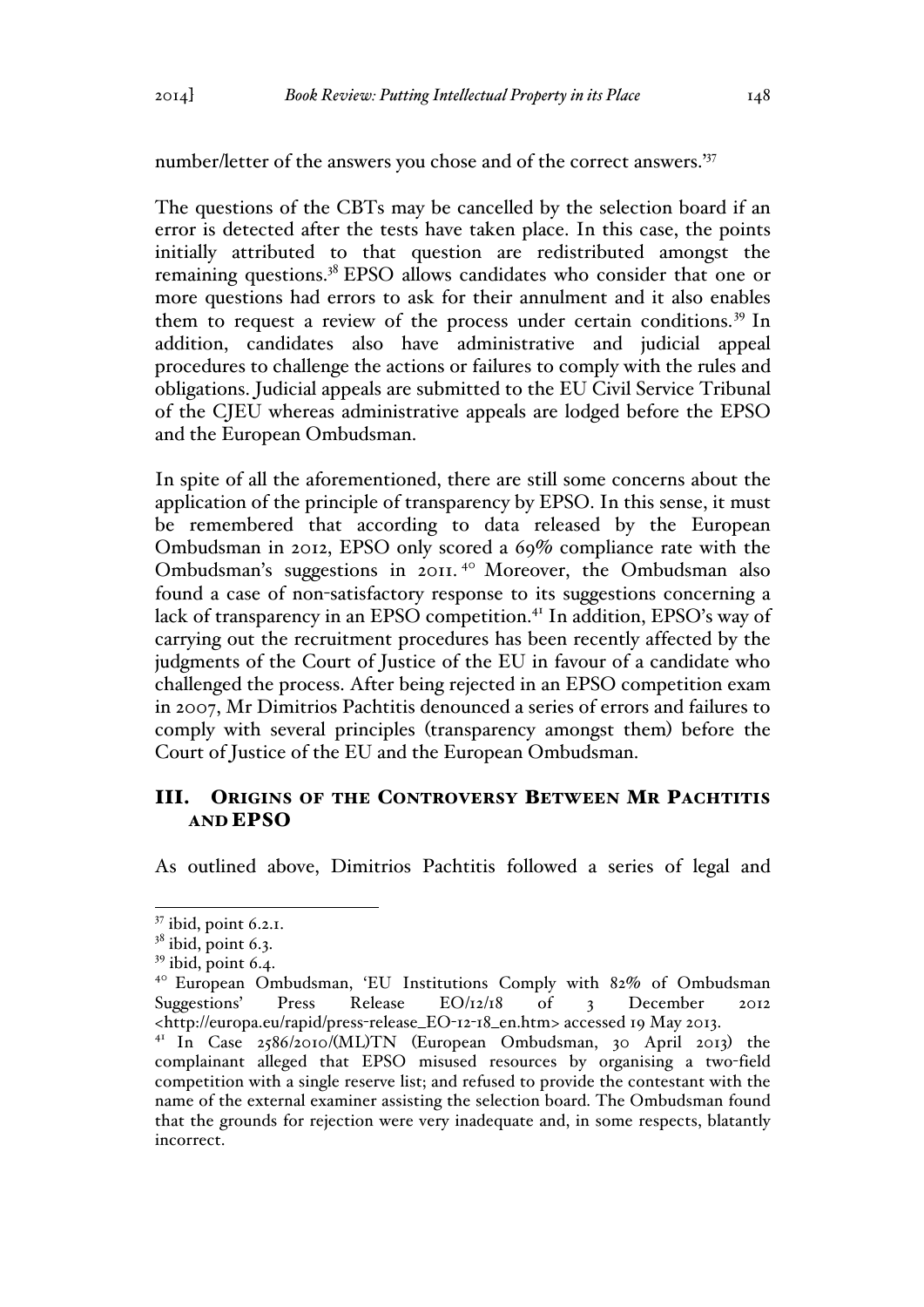number/letter of the answers you chose and of the correct answers.'[37]

The questions of the CBTs may be cancelled by the selection board if an error is detected after the tests have taken place. In this case, the points initially attributed to that question are redistributed amongst the remaining questions.[38] EPSO allows candidates who consider that one or more questions had errors to ask for their annulment and it also enables them to request a review of the process under certain conditions.[39] In addition, candidates also have administrative and judicial appeal procedures to challenge the actions or failures to comply with the rules and obligations. Judicial appeals are submitted to the EU Civil Service Tribunal of the CJEU whereas administrative appeals are lodged before the EPSO and the European Ombudsman.

In spite of all the aforementioned, there are still some concerns about the application of the principle of transparency by EPSO. In this sense, it must be remembered that according to data released by the European Ombudsman in 2012, EPSO only scored a 69% compliance rate with the Ombudsman's suggestions in 2011.[40] Moreover, the Ombudsman also found a case of non-satisfactory response to its suggestions concerning a lack of transparency in an EPSO competition.[41] In addition, EPSO's way of carrying out the recruitment procedures has been recently affected by the judgments of the Court of Justice of the EU in favour of a candidate who challenged the process. After being rejected in an EPSO competition exam in 2007, Mr Dimitrios Pachtitis denounced a series of errors and failures to comply with several principles (transparency amongst them) before the Court of Justice of the EU and the European Ombudsman.

## III. Origins of the Controversy Between Mr Pachtitis and EPSO

As outlined above, Dimitrios Pachtitis followed a series of legal and

---

[37] ibid, point 6.2.1.

[38] ibid, point 6.3.

[39] ibid, point 6.4.

[40] European Ombudsman, 'EU Institutions Comply with 82% of Ombudsman Suggestions' Press Release EO/12/18 of 3 December 2012 <http://europa.eu/rapid/press-release_EO-12-18_en.htm> accessed 19 May 2013.

[41] In Case 2586/2010/(ML)TN (European Ombudsman, 30 April 2013) the complainant alleged that EPSO misused resources by organising a two-field competition with a single reserve list; and refused to provide the contestant with the name of the external examiner assisting the selection board. The Ombudsman found that the grounds for rejection were very inadequate and, in some respects, blatantly incorrect.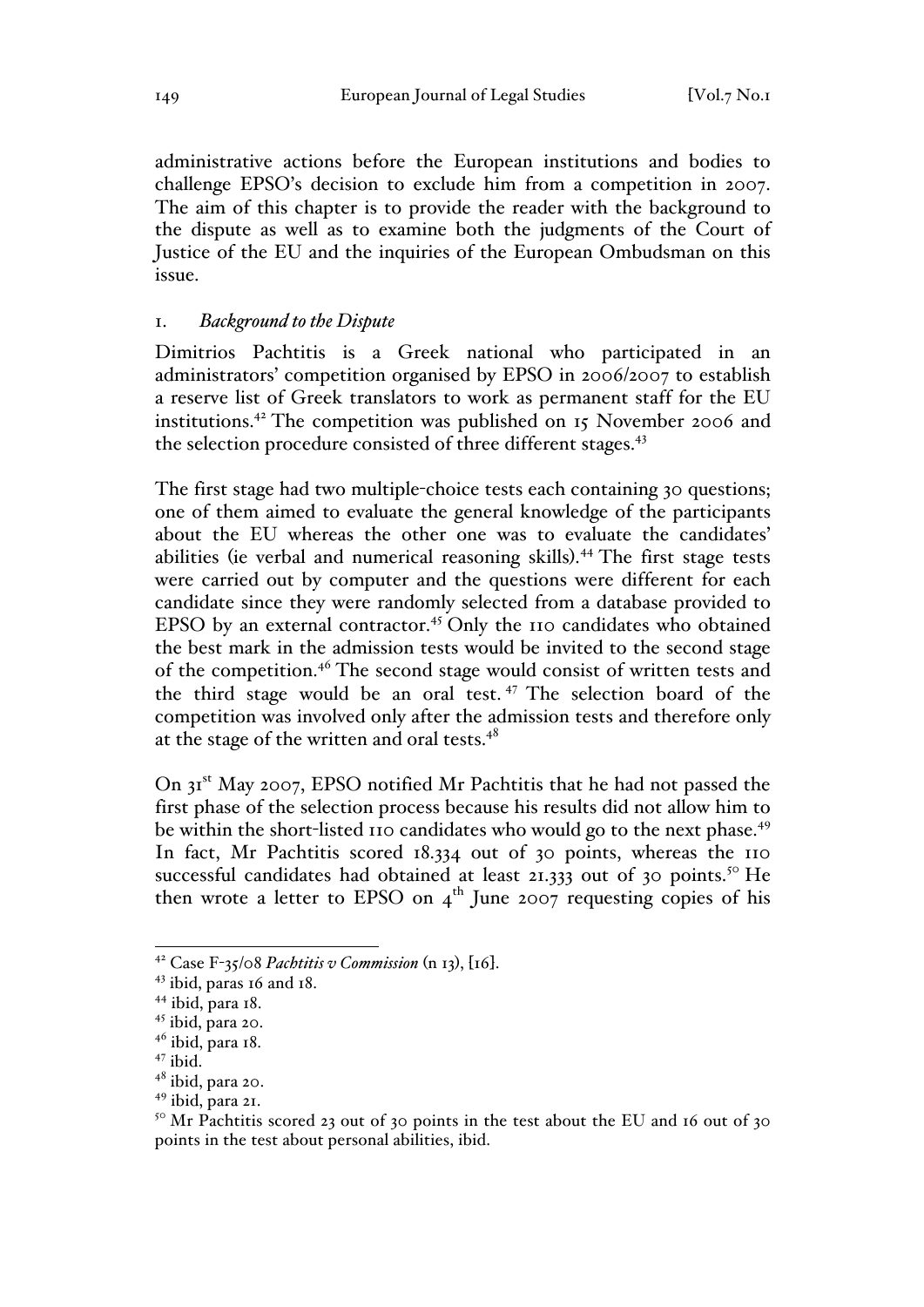administrative actions before the European institutions and bodies to challenge EPSO's decision to exclude him from a competition in 2007. The aim of this chapter is to provide the reader with the background to the dispute as well as to examine both the judgments of the Court of Justice of the EU and the inquiries of the European Ombudsman on this issue.

### 1. *Background to the Dispute*

Dimitrios Pachtitis is a Greek national who participated in an administrators' competition organised by EPSO in 2006/2007 to establish a reserve list of Greek translators to work as permanent staff for the EU institutions.[42] The competition was published on 15 November 2006 and the selection procedure consisted of three different stages.[43]

The first stage had two multiple-choice tests each containing 30 questions; one of them aimed to evaluate the general knowledge of the participants about the EU whereas the other one was to evaluate the candidates' abilities (ie verbal and numerical reasoning skills).[44] The first stage tests were carried out by computer and the questions were different for each candidate since they were randomly selected from a database provided to EPSO by an external contractor.[45] Only the 110 candidates who obtained the best mark in the admission tests would be invited to the second stage of the competition.[46] The second stage would consist of written tests and the third stage would be an oral test.[47] The selection board of the competition was involved only after the admission tests and therefore only at the stage of the written and oral tests.[48]

On 31st May 2007, EPSO notified Mr Pachtitis that he had not passed the first phase of the selection process because his results did not allow him to be within the short-listed 110 candidates who would go to the next phase.[49] In fact, Mr Pachtitis scored 18.334 out of 30 points, whereas the 110 successful candidates had obtained at least 21.333 out of 30 points.[50] He then wrote a letter to EPSO on 4th June 2007 requesting copies of his

---

[42] Case F-35/08 *Pachtitis v Commission* (n 13), [16].

[43] ibid, paras 16 and 18.

[44] ibid, para 18.

[45] ibid, para 20.

[46] ibid, para 18.

[47] ibid.

[48] ibid, para 20.

[49] ibid, para 21.

[50] Mr Pachtitis scored 23 out of 30 points in the test about the EU and 16 out of 30 points in the test about personal abilities, ibid.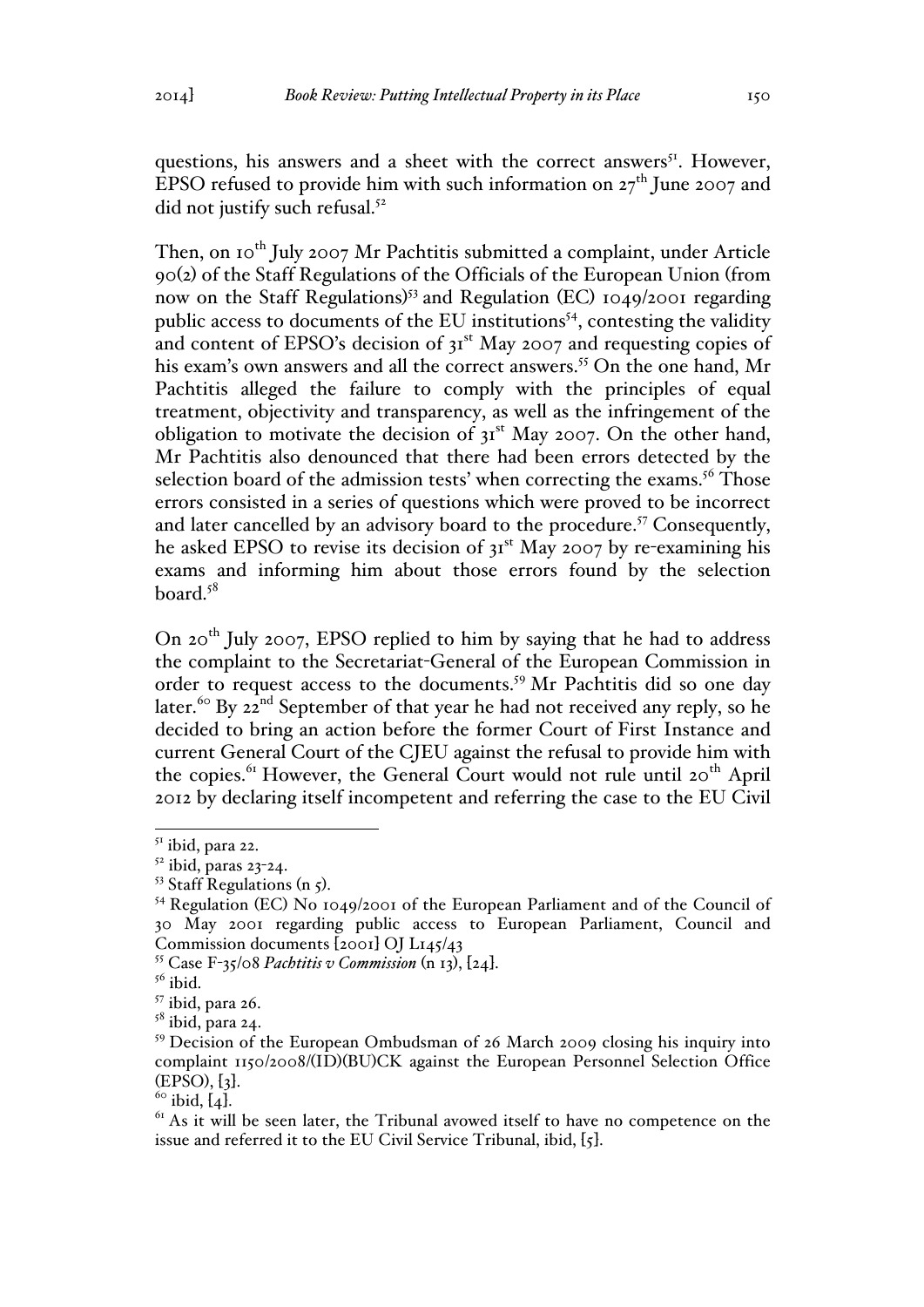questions, his answers and a sheet with the correct answers[51]. However, EPSO refused to provide him with such information on 27th June 2007 and did not justify such refusal.[52]

Then, on 10th July 2007 Mr Pachtitis submitted a complaint, under Article 90(2) of the Staff Regulations of the Officials of the European Union (from now on the Staff Regulations)[53] and Regulation (EC) 1049/2001 regarding public access to documents of the EU institutions[54], contesting the validity and content of EPSO's decision of 31st May 2007 and requesting copies of his exam's own answers and all the correct answers.[55] On the one hand, Mr Pachtitis alleged the failure to comply with the principles of equal treatment, objectivity and transparency, as well as the infringement of the obligation to motivate the decision of 31st May 2007. On the other hand, Mr Pachtitis also denounced that there had been errors detected by the selection board of the admission tests' when correcting the exams.[56] Those errors consisted in a series of questions which were proved to be incorrect and later cancelled by an advisory board to the procedure.[57] Consequently, he asked EPSO to revise its decision of 31st May 2007 by re-examining his exams and informing him about those errors found by the selection board.[58]

On 20th July 2007, EPSO replied to him by saying that he had to address the complaint to the Secretariat-General of the European Commission in order to request access to the documents.[59] Mr Pachtitis did so one day later.[60] By 22nd September of that year he had not received any reply, so he decided to bring an action before the former Court of First Instance and current General Court of the CJEU against the refusal to provide him with the copies.[61] However, the General Court would not rule until 20th April 2012 by declaring itself incompetent and referring the case to the EU Civil

---

[51] ibid, para 22.

[52] ibid, paras 23-24.

[53] Staff Regulations (n 5).

[54] Regulation (EC) No 1049/2001 of the European Parliament and of the Council of 30 May 2001 regarding public access to European Parliament, Council and Commission documents [2001] OJ L145/43

[55] Case F-35/08 *Pachtitis v Commission* (n 13), [24].

[56] ibid.

[57] ibid, para 26.

[58] ibid, para 24.

[59] Decision of the European Ombudsman of 26 March 2009 closing his inquiry into complaint 1150/2008/(ID)(BU)CK against the European Personnel Selection Office (EPSO), [3].

[60] ibid, [4].

[61] As it will be seen later, the Tribunal avowed itself to have no competence on the issue and referred it to the EU Civil Service Tribunal, ibid, [5].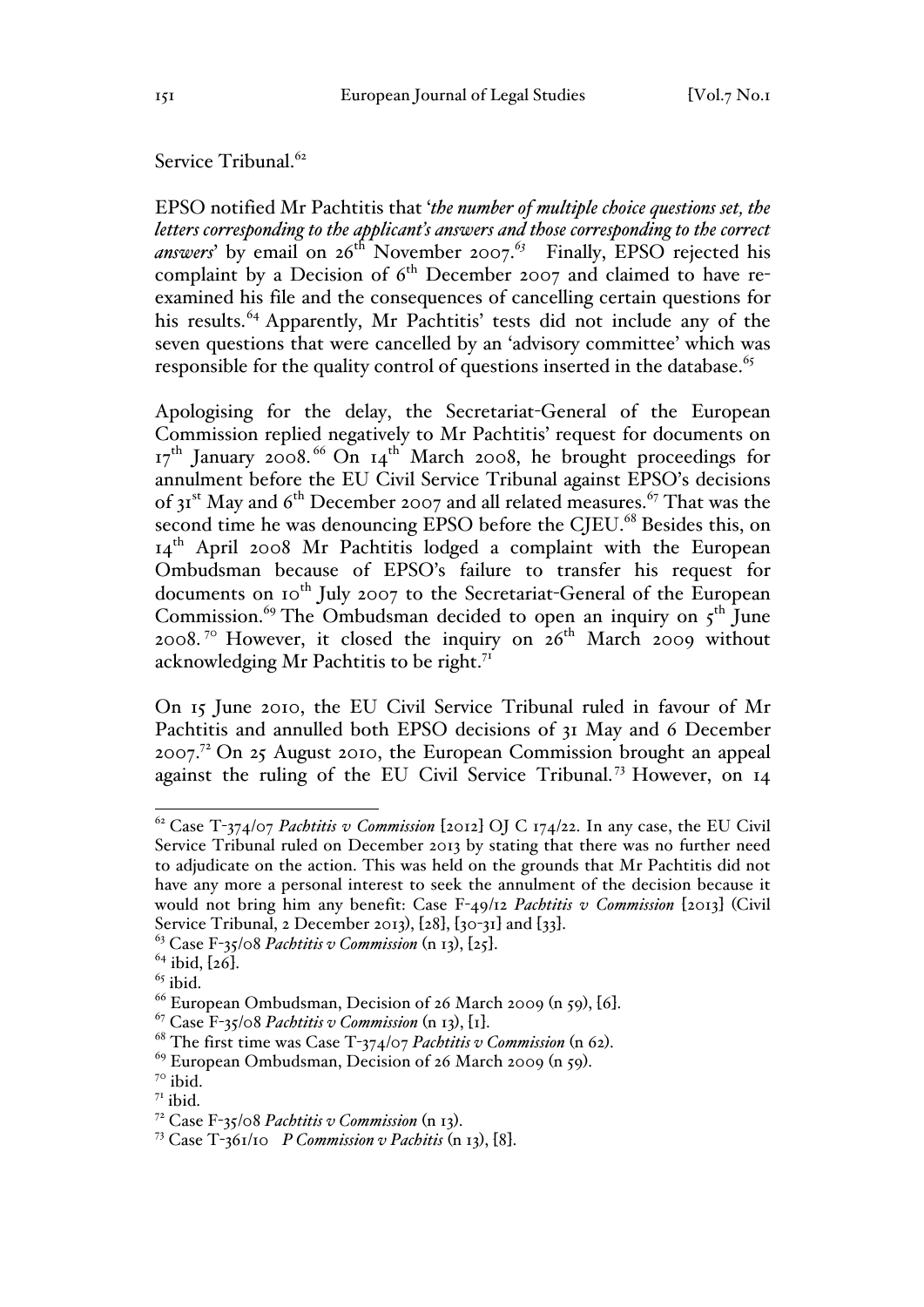Service Tribunal.[62]

EPSO notified Mr Pachtitis that '*the number of multiple choice questions set, the letters corresponding to the applicant's answers and those corresponding to the correct answers*' by email on 26th November 2007.[63] Finally, EPSO rejected his complaint by a Decision of 6th December 2007 and claimed to have re-examined his file and the consequences of cancelling certain questions for his results.[64] Apparently, Mr Pachtitis' tests did not include any of the seven questions that were cancelled by an 'advisory committee' which was responsible for the quality control of questions inserted in the database.[65]

Apologising for the delay, the Secretariat-General of the European Commission replied negatively to Mr Pachtitis' request for documents on 17th January 2008.[66] On 14th March 2008, he brought proceedings for annulment before the EU Civil Service Tribunal against EPSO's decisions of 31st May and 6th December 2007 and all related measures.[67] That was the second time he was denouncing EPSO before the CJEU.[68] Besides this, on 14th April 2008 Mr Pachtitis lodged a complaint with the European Ombudsman because of EPSO's failure to transfer his request for documents on 10th July 2007 to the Secretariat-General of the European Commission.[69] The Ombudsman decided to open an inquiry on 5th June 2008.[70] However, it closed the inquiry on 26th March 2009 without acknowledging Mr Pachtitis to be right.[71]

On 15 June 2010, the EU Civil Service Tribunal ruled in favour of Mr Pachtitis and annulled both EPSO decisions of 31 May and 6 December 2007.[72] On 25 August 2010, the European Commission brought an appeal against the ruling of the EU Civil Service Tribunal.[73] However, on 14

---

[62] Case T-374/07 *Pachtitis v Commission* [2012] OJ C 174/22. In any case, the EU Civil Service Tribunal ruled on December 2013 by stating that there was no further need to adjudicate on the action. This was held on the grounds that Mr Pachtitis did not have any more a personal interest to seek the annulment of the decision because it would not bring him any benefit: Case F-49/12 *Pachtitis v Commission* [2013] (Civil Service Tribunal, 2 December 2013), [28], [30-31] and [33].

[63] Case F-35/08 *Pachtitis v Commission* (n 13), [25].

[64] ibid, [26].

[65] ibid.

[66] European Ombudsman, Decision of 26 March 2009 (n 59), [6].

[67] Case F-35/08 *Pachtitis v Commission* (n 13), [1].

[68] The first time was Case T-374/07 *Pachtitis v Commission* (n 62).

[69] European Ombudsman, Decision of 26 March 2009 (n 59).

[70] ibid.

[71] ibid.

[72] Case F-35/08 *Pachtitis v Commission* (n 13).

[73] Case T-361/10 P *Commission v Pachtitis* (n 13), [8].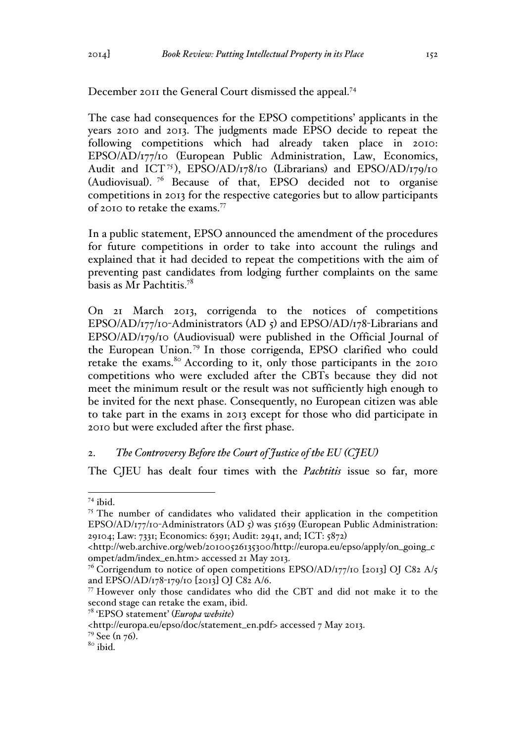December 2011 the General Court dismissed the appeal.[74]

The case had consequences for the EPSO competitions' applicants in the years 2010 and 2013. The judgments made EPSO decide to repeat the following competitions which had already taken place in 2010: EPSO/AD/177/10 (European Public Administration, Law, Economics, Audit and ICT[75]), EPSO/AD/178/10 (Librarians) and EPSO/AD/179/10 (Audiovisual).[76] Because of that, EPSO decided not to organise competitions in 2013 for the respective categories but to allow participants of 2010 to retake the exams.[77]

In a public statement, EPSO announced the amendment of the procedures for future competitions in order to take into account the rulings and explained that it had decided to repeat the competitions with the aim of preventing past candidates from lodging further complaints on the same basis as Mr Pachtitis.[78]

On 21 March 2013, corrigenda to the notices of competitions EPSO/AD/177/10-Administrators (AD 5) and EPSO/AD/178-Librarians and EPSO/AD/179/10 (Audiovisual) were published in the Official Journal of the European Union.[79] In those corrigenda, EPSO clarified who could retake the exams.[80] According to it, only those participants in the 2010 competitions who were excluded after the CBTs because they did not meet the minimum result or the result was not sufficiently high enough to be invited for the next phase. Consequently, no European citizen was able to take part in the exams in 2013 except for those who did participate in 2010 but were excluded after the first phase.

## 2. *The Controversy Before the Court of Justice of the EU (CJEU)*

The CJEU has dealt four times with the *Pachtitis* issue so far, more

---

[74] ibid.

[75] The number of candidates who validated their application in the competition EPSO/AD/177/10-Administrators (AD 5) was 51639 (European Public Administration: 29104; Law: 7331; Economics: 6391; Audit: 2941, and; ICT: 5872) <http://web.archive.org/web/20100526135300/http://europa.eu/epso/apply/on_going_compet/adm/index_en.htm> accessed 21 May 2013.

[76] Corrigendum to notice of open competitions EPSO/AD/177/10 [2013] OJ C82 A/5 and EPSO/AD/178-179/10 [2013] OJ C82 A/6.

[77] However only those candidates who did the CBT and did not make it to the second stage can retake the exam, ibid.

[78] 'EPSO statement' (*Europa website*) <http://europa.eu/epso/doc/statement_en.pdf> accessed 7 May 2013.

[79] See (n 76).

[80] ibid.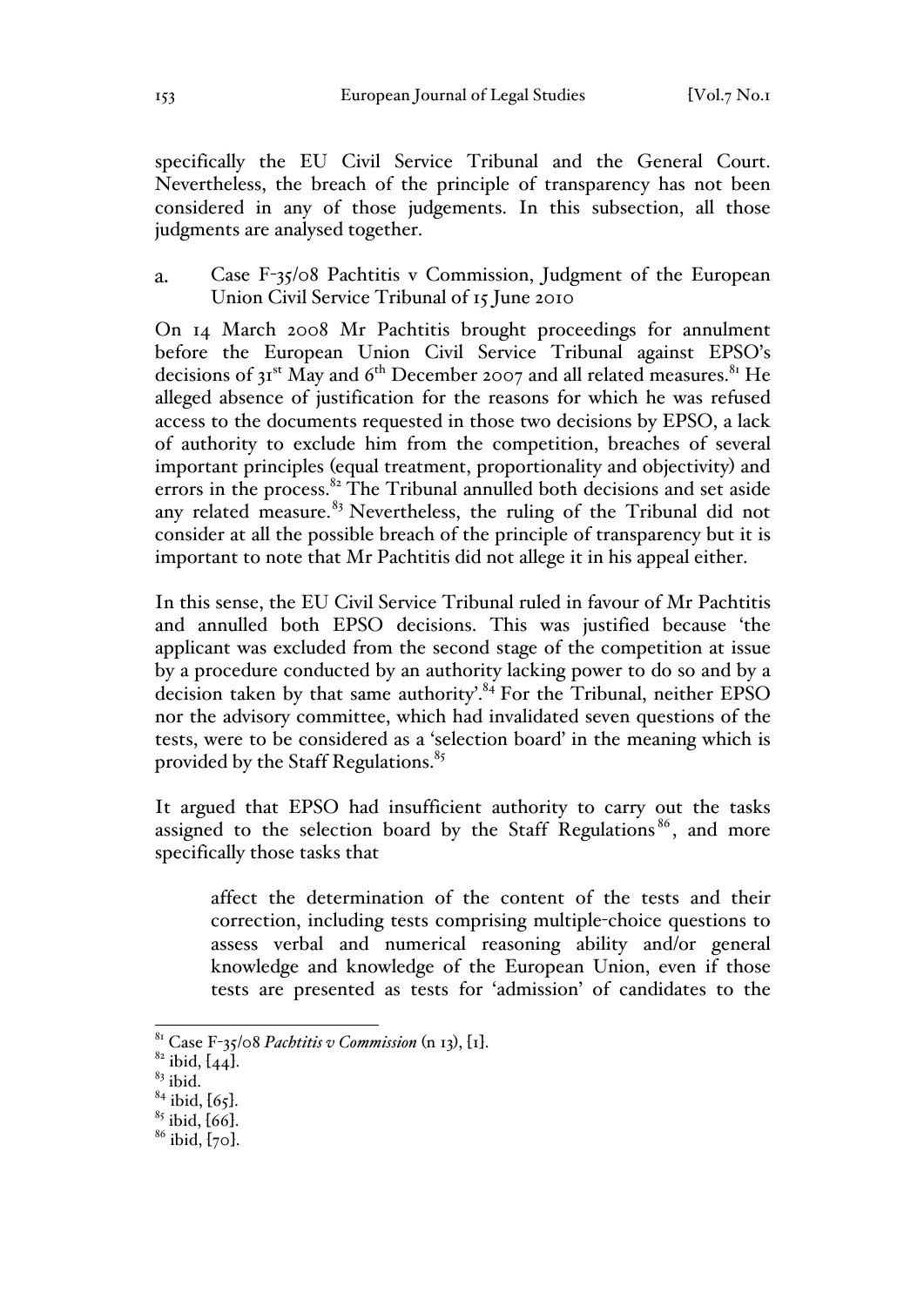specifically the EU Civil Service Tribunal and the General Court. Nevertheless, the breach of the principle of transparency has not been considered in any of those judgements. In this subsection, all those judgments are analysed together.

### a. Case F-35/08 Pachtitis v Commission, Judgment of the European Union Civil Service Tribunal of 15 June 2010

On 14 March 2008 Mr Pachtitis brought proceedings for annulment before the European Union Civil Service Tribunal against EPSO's decisions of 31st May and 6th December 2007 and all related measures.[81] He alleged absence of justification for the reasons for which he was refused access to the documents requested in those two decisions by EPSO, a lack of authority to exclude him from the competition, breaches of several important principles (equal treatment, proportionality and objectivity) and errors in the process.[82] The Tribunal annulled both decisions and set aside any related measure.[83] Nevertheless, the ruling of the Tribunal did not consider at all the possible breach of the principle of transparency but it is important to note that Mr Pachtitis did not allege it in his appeal either.

In this sense, the EU Civil Service Tribunal ruled in favour of Mr Pachtitis and annulled both EPSO decisions. This was justified because 'the applicant was excluded from the second stage of the competition at issue by a procedure conducted by an authority lacking power to do so and by a decision taken by that same authority'.[84] For the Tribunal, neither EPSO nor the advisory committee, which had invalidated seven questions of the tests, were to be considered as a 'selection board' in the meaning which is provided by the Staff Regulations.[85]

It argued that EPSO had insufficient authority to carry out the tasks assigned to the selection board by the Staff Regulations[86], and more specifically those tasks that

> affect the determination of the content of the tests and their correction, including tests comprising multiple-choice questions to assess verbal and numerical reasoning ability and/or general knowledge and knowledge of the European Union, even if those tests are presented as tests for 'admission' of candidates to the

---

[81] Case F-35/08 *Pachtitis v Commission* (n 13), [1].
[82] ibid, [44].
[83] ibid.
[84] ibid, [65].
[85] ibid, [66].
[86] ibid, [70].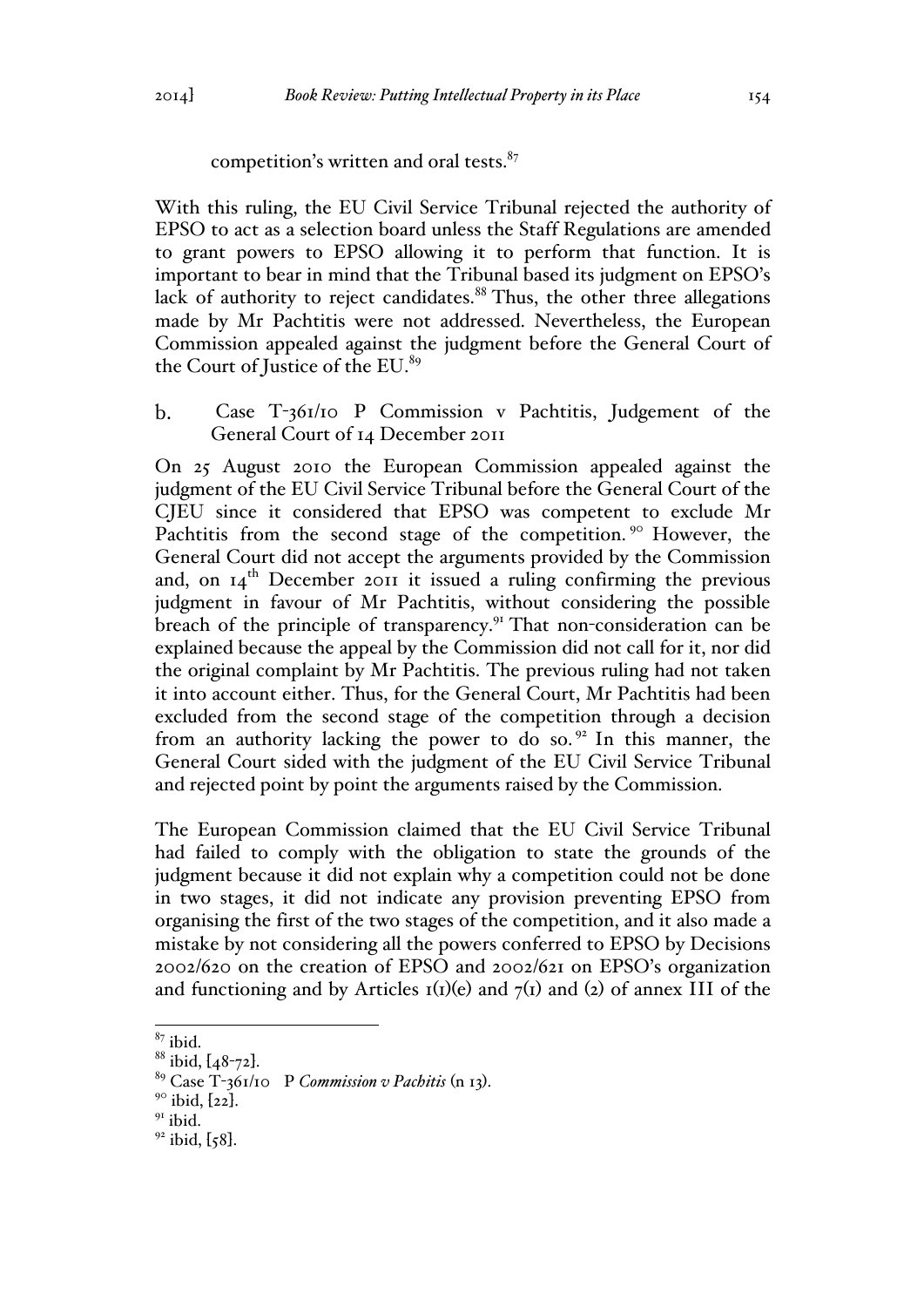competition's written and oral tests.[87]

With this ruling, the EU Civil Service Tribunal rejected the authority of EPSO to act as a selection board unless the Staff Regulations are amended to grant powers to EPSO allowing it to perform that function. It is important to bear in mind that the Tribunal based its judgment on EPSO's lack of authority to reject candidates.[88] Thus, the other three allegations made by Mr Pachtitis were not addressed. Nevertheless, the European Commission appealed against the judgment before the General Court of the Court of Justice of the EU.[89]

b. Case T-361/10 P Commission v Pachtitis, Judgement of the General Court of 14 December 2011

On 25 August 2010 the European Commission appealed against the judgment of the EU Civil Service Tribunal before the General Court of the CJEU since it considered that EPSO was competent to exclude Mr Pachtitis from the second stage of the competition.[90] However, the General Court did not accept the arguments provided by the Commission and, on 14th December 2011 it issued a ruling confirming the previous judgment in favour of Mr Pachtitis, without considering the possible breach of the principle of transparency.[91] That non-consideration can be explained because the appeal by the Commission did not call for it, nor did the original complaint by Mr Pachtitis. The previous ruling had not taken it into account either. Thus, for the General Court, Mr Pachtitis had been excluded from the second stage of the competition through a decision from an authority lacking the power to do so.[92] In this manner, the General Court sided with the judgment of the EU Civil Service Tribunal and rejected point by point the arguments raised by the Commission.

The European Commission claimed that the EU Civil Service Tribunal had failed to comply with the obligation to state the grounds of the judgment because it did not explain why a competition could not be done in two stages, it did not indicate any provision preventing EPSO from organising the first of the two stages of the competition, and it also made a mistake by not considering all the powers conferred to EPSO by Decisions 2002/620 on the creation of EPSO and 2002/621 on EPSO's organization and functioning and by Articles 1(1)(e) and 7(1) and (2) of annex III of the

---

[87] ibid.

[88] ibid, [48-72].

[89] Case T-361/10 P *Commission v Pachitis* (n 13).

[90] ibid, [22].

[91] ibid.

[92] ibid, [58].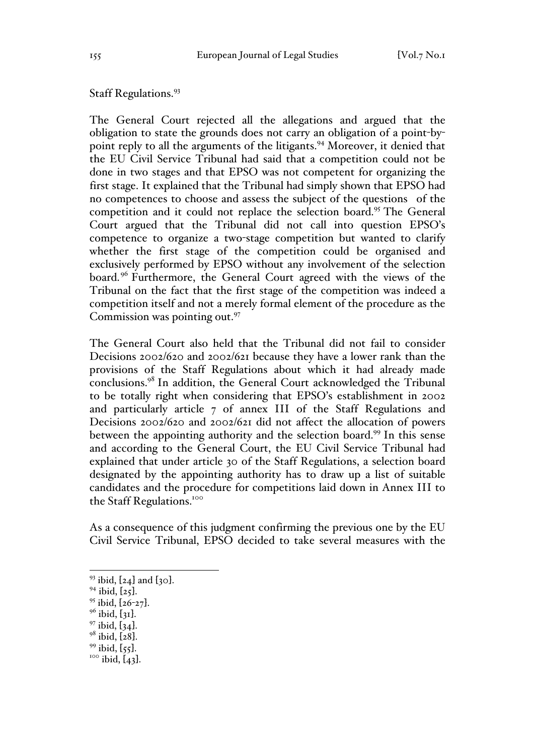Staff Regulations.[93]

The General Court rejected all the allegations and argued that the obligation to state the grounds does not carry an obligation of a point-by-point reply to all the arguments of the litigants.[94] Moreover, it denied that the EU Civil Service Tribunal had said that a competition could not be done in two stages and that EPSO was not competent for organizing the first stage. It explained that the Tribunal had simply shown that EPSO had no competences to choose and assess the subject of the questions of the competition and it could not replace the selection board.[95] The General Court argued that the Tribunal did not call into question EPSO's competence to organize a two-stage competition but wanted to clarify whether the first stage of the competition could be organised and exclusively performed by EPSO without any involvement of the selection board.[96] Furthermore, the General Court agreed with the views of the Tribunal on the fact that the first stage of the competition was indeed a competition itself and not a merely formal element of the procedure as the Commission was pointing out.[97]

The General Court also held that the Tribunal did not fail to consider Decisions 2002/620 and 2002/621 because they have a lower rank than the provisions of the Staff Regulations about which it had already made conclusions.[98] In addition, the General Court acknowledged the Tribunal to be totally right when considering that EPSO's establishment in 2002 and particularly article 7 of annex III of the Staff Regulations and Decisions 2002/620 and 2002/621 did not affect the allocation of powers between the appointing authority and the selection board.[99] In this sense and according to the General Court, the EU Civil Service Tribunal had explained that under article 30 of the Staff Regulations, a selection board designated by the appointing authority has to draw up a list of suitable candidates and the procedure for competitions laid down in Annex III to the Staff Regulations.[100]

As a consequence of this judgment confirming the previous one by the EU Civil Service Tribunal, EPSO decided to take several measures with the

---

[93] ibid, [24] and [30].
[94] ibid, [25].
[95] ibid, [26-27].
[96] ibid, [31].
[97] ibid, [34].
[98] ibid, [28].
[99] ibid, [55].
[100] ibid, [43].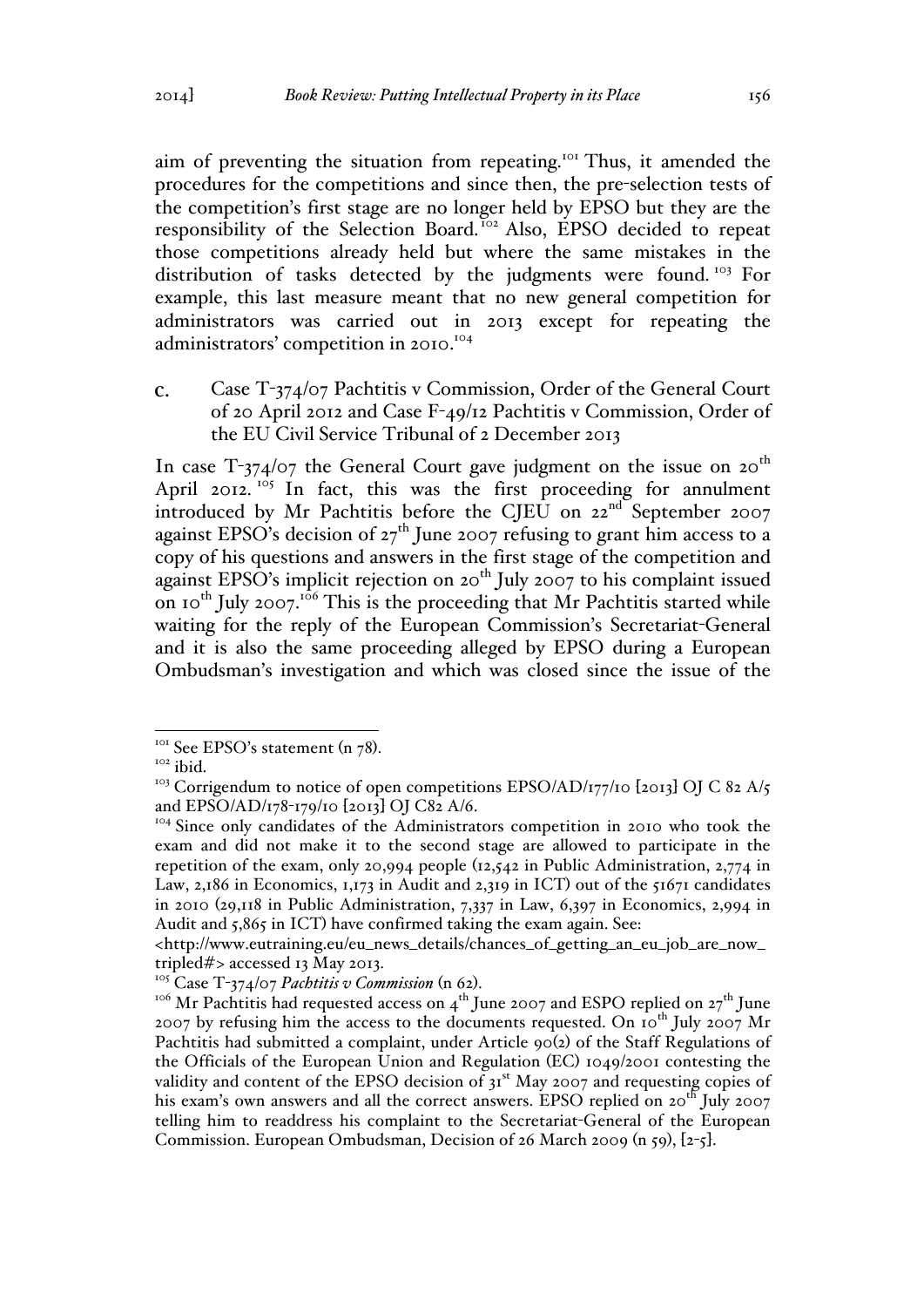aim of preventing the situation from repeating.[101] Thus, it amended the procedures for the competitions and since then, the pre-selection tests of the competition's first stage are no longer held by EPSO but they are the responsibility of the Selection Board.[102] Also, EPSO decided to repeat those competitions already held but where the same mistakes in the distribution of tasks detected by the judgments were found.[103] For example, this last measure meant that no new general competition for administrators was carried out in 2013 except for repeating the administrators' competition in 2010.[104]

c. Case T-374/07 Pachtitis v Commission, Order of the General Court of 20 April 2012 and Case F-49/12 Pachtitis v Commission, Order of the EU Civil Service Tribunal of 2 December 2013

In case T-374/07 the General Court gave judgment on the issue on 20th April 2012.[105] In fact, this was the first proceeding for annulment introduced by Mr Pachtitis before the CJEU on 22nd September 2007 against EPSO's decision of 27th June 2007 refusing to grant him access to a copy of his questions and answers in the first stage of the competition and against EPSO's implicit rejection on 20th July 2007 to his complaint issued on 10th July 2007.[106] This is the proceeding that Mr Pachtitis started while waiting for the reply of the European Commission's Secretariat-General and it is also the same proceeding alleged by EPSO during a European Ombudsman's investigation and which was closed since the issue of the

---

[101] See EPSO's statement (n 78).

[102] ibid.

[103] Corrigendum to notice of open competitions EPSO/AD/177/10 [2013] OJ C 82 A/5 and EPSO/AD/178-179/10 [2013] OJ C82 A/6.

[104] Since only candidates of the Administrators competition in 2010 who took the exam and did not make it to the second stage are allowed to participate in the repetition of the exam, only 20,994 people (12,542 in Public Administration, 2,774 in Law, 2,186 in Economics, 1,173 in Audit and 2,319 in ICT) out of the 51671 candidates in 2010 (29,118 in Public Administration, 7,337 in Law, 6,397 in Economics, 2,994 in Audit and 5,865 in ICT) have confirmed taking the exam again. See: <http://www.eutraining.eu/eu_news_details/chances_of_getting_an_eu_job_are_now_tripled#> accessed 13 May 2013.

[105] Case T-374/07 *Pachtitis v Commission* (n 62).

[106] Mr Pachtitis had requested access on 4th June 2007 and ESPO replied on 27th June 2007 by refusing him the access to the documents requested. On 10th July 2007 Mr Pachtitis had submitted a complaint, under Article 90(2) of the Staff Regulations of the Officials of the European Union and Regulation (EC) 1049/2001 contesting the validity and content of the EPSO decision of 31st May 2007 and requesting copies of his exam's own answers and all the correct answers. EPSO replied on 20th July 2007 telling him to readdress his complaint to the Secretariat-General of the European Commission. European Ombudsman, Decision of 26 March 2009 (n 59), [2-5].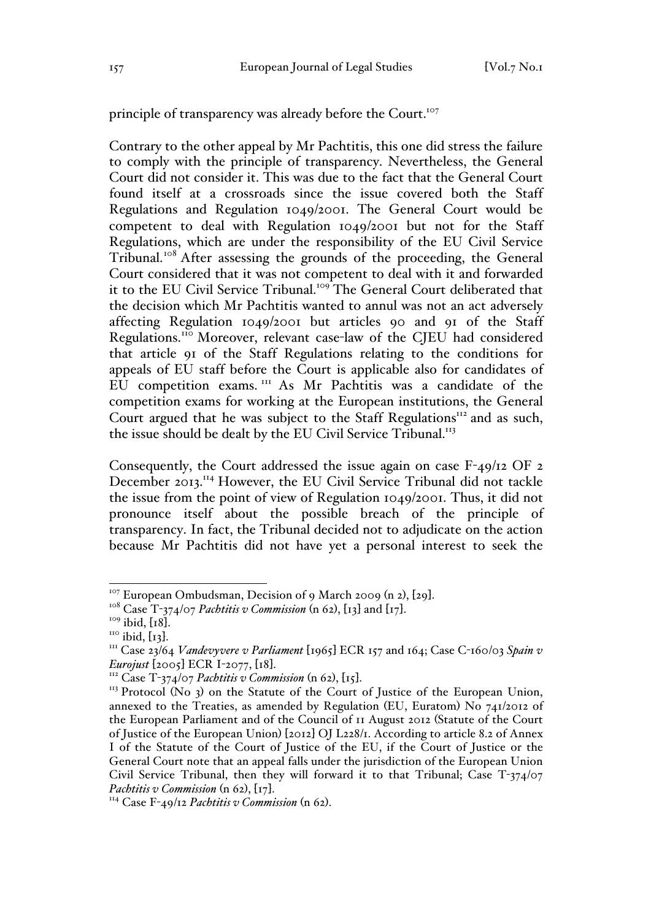principle of transparency was already before the Court.[107]

Contrary to the other appeal by Mr Pachtitis, this one did stress the failure to comply with the principle of transparency. Nevertheless, the General Court did not consider it. This was due to the fact that the General Court found itself at a crossroads since the issue covered both the Staff Regulations and Regulation 1049/2001. The General Court would be competent to deal with Regulation 1049/2001 but not for the Staff Regulations, which are under the responsibility of the EU Civil Service Tribunal.[108] After assessing the grounds of the proceeding, the General Court considered that it was not competent to deal with it and forwarded it to the EU Civil Service Tribunal.[109] The General Court deliberated that the decision which Mr Pachtitis wanted to annul was not an act adversely affecting Regulation 1049/2001 but articles 90 and 91 of the Staff Regulations.[110] Moreover, relevant case-law of the CJEU had considered that article 91 of the Staff Regulations relating to the conditions for appeals of EU staff before the Court is applicable also for candidates of EU competition exams.[111] As Mr Pachtitis was a candidate of the competition exams for working at the European institutions, the General Court argued that he was subject to the Staff Regulations[112] and as such, the issue should be dealt by the EU Civil Service Tribunal.[113]

Consequently, the Court addressed the issue again on case F-49/12 OF 2 December 2013.[114] However, the EU Civil Service Tribunal did not tackle the issue from the point of view of Regulation 1049/2001. Thus, it did not pronounce itself about the possible breach of the principle of transparency. In fact, the Tribunal decided not to adjudicate on the action because Mr Pachtitis did not have yet a personal interest to seek the

---

[107] European Ombudsman, Decision of 9 March 2009 (n 2), [29].

[108] Case T-374/07 *Pachtitis v Commission* (n 62), [13] and [17].

[109] ibid, [18].

[110] ibid, [13].

[111] Case 23/64 *Vandevyvere v Parliament* [1965] ECR 157 and 164; Case C-160/03 *Spain v Eurojust* [2005] ECR I-2077, [18].

[112] Case T-374/07 *Pachtitis v Commission* (n 62), [15].

[113] Protocol (No 3) on the Statute of the Court of Justice of the European Union, annexed to the Treaties, as amended by Regulation (EU, Euratom) No 741/2012 of the European Parliament and of the Council of 11 August 2012 (Statute of the Court of Justice of the European Union) [2012] OJ L228/1. According to article 8.2 of Annex I of the Statute of the Court of Justice of the EU, if the Court of Justice or the General Court note that an appeal falls under the jurisdiction of the European Union Civil Service Tribunal, then they will forward it to that Tribunal; Case T-374/07 *Pachtitis v Commission* (n 62), [17].

[114] Case F-49/12 *Pachtitis v Commission* (n 62).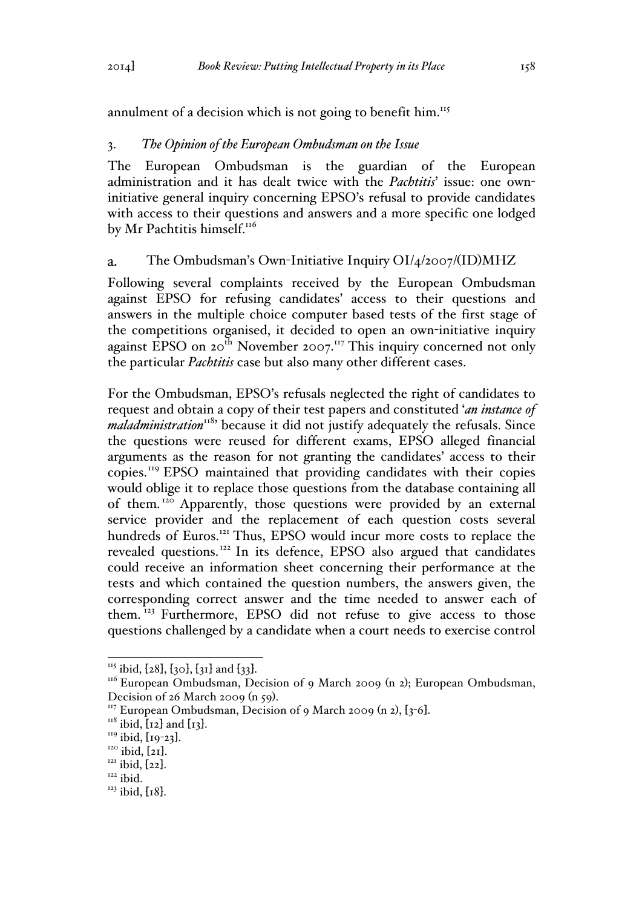annulment of a decision which is not going to benefit him.[115]

### 3. *The Opinion of the European Ombudsman on the Issue*

The European Ombudsman is the guardian of the European administration and it has dealt twice with the *Pachtitis*' issue: one own-initiative general inquiry concerning EPSO's refusal to provide candidates with access to their questions and answers and a more specific one lodged by Mr Pachtitis himself.[116]

#### a. The Ombudsman's Own-Initiative Inquiry OI/4/2007/(ID)MHZ

Following several complaints received by the European Ombudsman against EPSO for refusing candidates' access to their questions and answers in the multiple choice computer based tests of the first stage of the competitions organised, it decided to open an own-initiative inquiry against EPSO on 20th November 2007.[117] This inquiry concerned not only the particular *Pachtitis* case but also many other different cases.

For the Ombudsman, EPSO's refusals neglected the right of candidates to request and obtain a copy of their test papers and constituted '*an instance of maladministration*[118]' because it did not justify adequately the refusals. Since the questions were reused for different exams, EPSO alleged financial arguments as the reason for not granting the candidates' access to their copies.[119] EPSO maintained that providing candidates with their copies would oblige it to replace those questions from the database containing all of them.[120] Apparently, those questions were provided by an external service provider and the replacement of each question costs several hundreds of Euros.[121] Thus, EPSO would incur more costs to replace the revealed questions.[122] In its defence, EPSO also argued that candidates could receive an information sheet concerning their performance at the tests and which contained the question numbers, the answers given, the corresponding correct answer and the time needed to answer each of them.[123] Furthermore, EPSO did not refuse to give access to those questions challenged by a candidate when a court needs to exercise control

---

[115] ibid, [28], [30], [31] and [33].

[116] European Ombudsman, Decision of 9 March 2009 (n 2); European Ombudsman, Decision of 26 March 2009 (n 59).

[117] European Ombudsman, Decision of 9 March 2009 (n 2), [3-6].

[118] ibid, [12] and [13].

[119] ibid, [19-23].

[120] ibid, [21].

[121] ibid, [22].

[122] ibid.

[123] ibid, [18].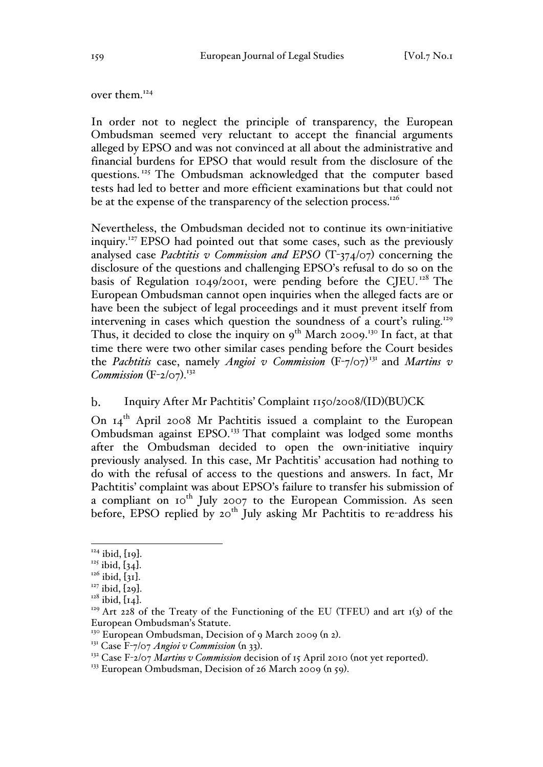over them.[124]

In order not to neglect the principle of transparency, the European Ombudsman seemed very reluctant to accept the financial arguments alleged by EPSO and was not convinced at all about the administrative and financial burdens for EPSO that would result from the disclosure of the questions.[125] The Ombudsman acknowledged that the computer based tests had led to better and more efficient examinations but that could not be at the expense of the transparency of the selection process.[126]

Nevertheless, the Ombudsman decided not to continue its own-initiative inquiry.[127] EPSO had pointed out that some cases, such as the previously analysed case *Pachtitis v Commission and EPSO* (T-374/07) concerning the disclosure of the questions and challenging EPSO's refusal to do so on the basis of Regulation 1049/2001, were pending before the CJEU.[128] The European Ombudsman cannot open inquiries when the alleged facts are or have been the subject of legal proceedings and it must prevent itself from intervening in cases which question the soundness of a court's ruling.[129] Thus, it decided to close the inquiry on 9th March 2009.[130] In fact, at that time there were two other similar cases pending before the Court besides the *Pachtitis* case, namely *Angioi v Commission* (F-7/07)[131] and *Martins v Commission* (F-2/07).[132]

### b. Inquiry After Mr Pachtitis' Complaint 1150/2008/(ID)(BU)CK

On 14th April 2008 Mr Pachtitis issued a complaint to the European Ombudsman against EPSO.[133] That complaint was lodged some months after the Ombudsman decided to open the own-initiative inquiry previously analysed. In this case, Mr Pachtitis' accusation had nothing to do with the refusal of access to the questions and answers. In fact, Mr Pachtitis' complaint was about EPSO's failure to transfer his submission of a compliant on 10th July 2007 to the European Commission. As seen before, EPSO replied by 20th July asking Mr Pachtitis to re-address his

---

[124] ibid, [19].

[125] ibid, [34].

[126] ibid, [31].

[127] ibid, [29].

[128] ibid, [14].

[129] Art 228 of the Treaty of the Functioning of the EU (TFEU) and art 1(3) of the European Ombudsman's Statute.

[130] European Ombudsman, Decision of 9 March 2009 (n 2).

[131] Case F-7/07 *Angioi v Commission* (n 33).

[132] Case F-2/07 *Martins v Commission* decision of 15 April 2010 (not yet reported).

[133] European Ombudsman, Decision of 26 March 2009 (n 59).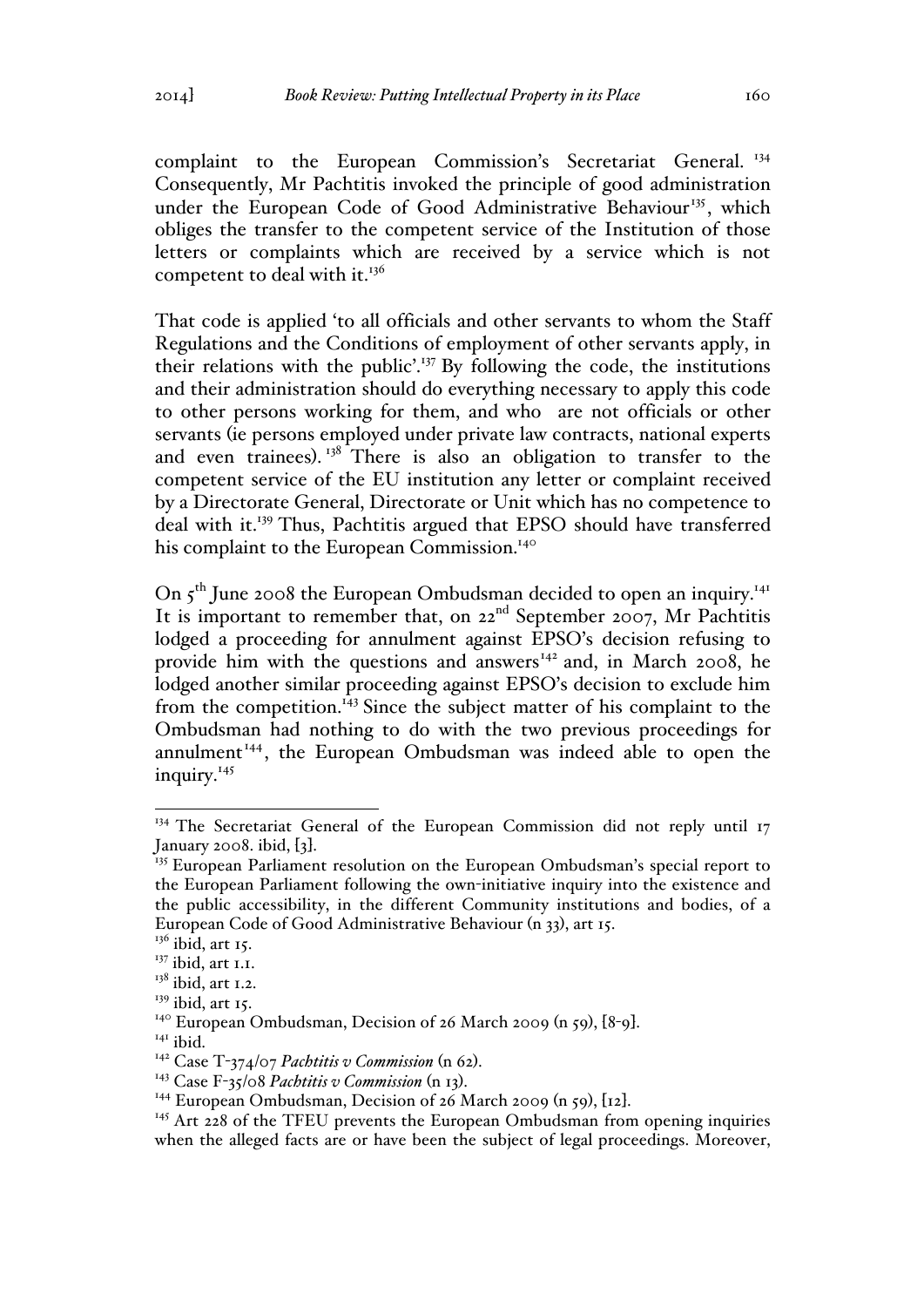complaint to the European Commission's Secretariat General. [134] Consequently, Mr Pachtitis invoked the principle of good administration under the European Code of Good Administrative Behaviour[135], which obliges the transfer to the competent service of the Institution of those letters or complaints which are received by a service which is not competent to deal with it.[136]

That code is applied 'to all officials and other servants to whom the Staff Regulations and the Conditions of employment of other servants apply, in their relations with the public'.[137] By following the code, the institutions and their administration should do everything necessary to apply this code to other persons working for them, and who are not officials or other servants (ie persons employed under private law contracts, national experts and even trainees). [138] There is also an obligation to transfer to the competent service of the EU institution any letter or complaint received by a Directorate General, Directorate or Unit which has no competence to deal with it.[139] Thus, Pachtitis argued that EPSO should have transferred his complaint to the European Commission.[140]

On 5th June 2008 the European Ombudsman decided to open an inquiry.[141] It is important to remember that, on 22nd September 2007, Mr Pachtitis lodged a proceeding for annulment against EPSO's decision refusing to provide him with the questions and answers[142] and, in March 2008, he lodged another similar proceeding against EPSO's decision to exclude him from the competition.[143] Since the subject matter of his complaint to the Ombudsman had nothing to do with the two previous proceedings for annulment[144], the European Ombudsman was indeed able to open the inquiry.[145]

---

[134] The Secretariat General of the European Commission did not reply until 17 January 2008. ibid, [3].

[135] European Parliament resolution on the European Ombudsman's special report to the European Parliament following the own-initiative inquiry into the existence and the public accessibility, in the different Community institutions and bodies, of a European Code of Good Administrative Behaviour (n 33), art 15.

[136] ibid, art 15.

[137] ibid, art 1.1.

[138] ibid, art 1.2.

[139] ibid, art 15.

[140] European Ombudsman, Decision of 26 March 2009 (n 59), [8-9].

[141] ibid.

[142] Case T-374/07 *Pachtitis v Commission* (n 62).

[143] Case F-35/08 *Pachtitis v Commission* (n 13).

[144] European Ombudsman, Decision of 26 March 2009 (n 59), [12].

[145] Art 228 of the TFEU prevents the European Ombudsman from opening inquiries when the alleged facts are or have been the subject of legal proceedings. Moreover,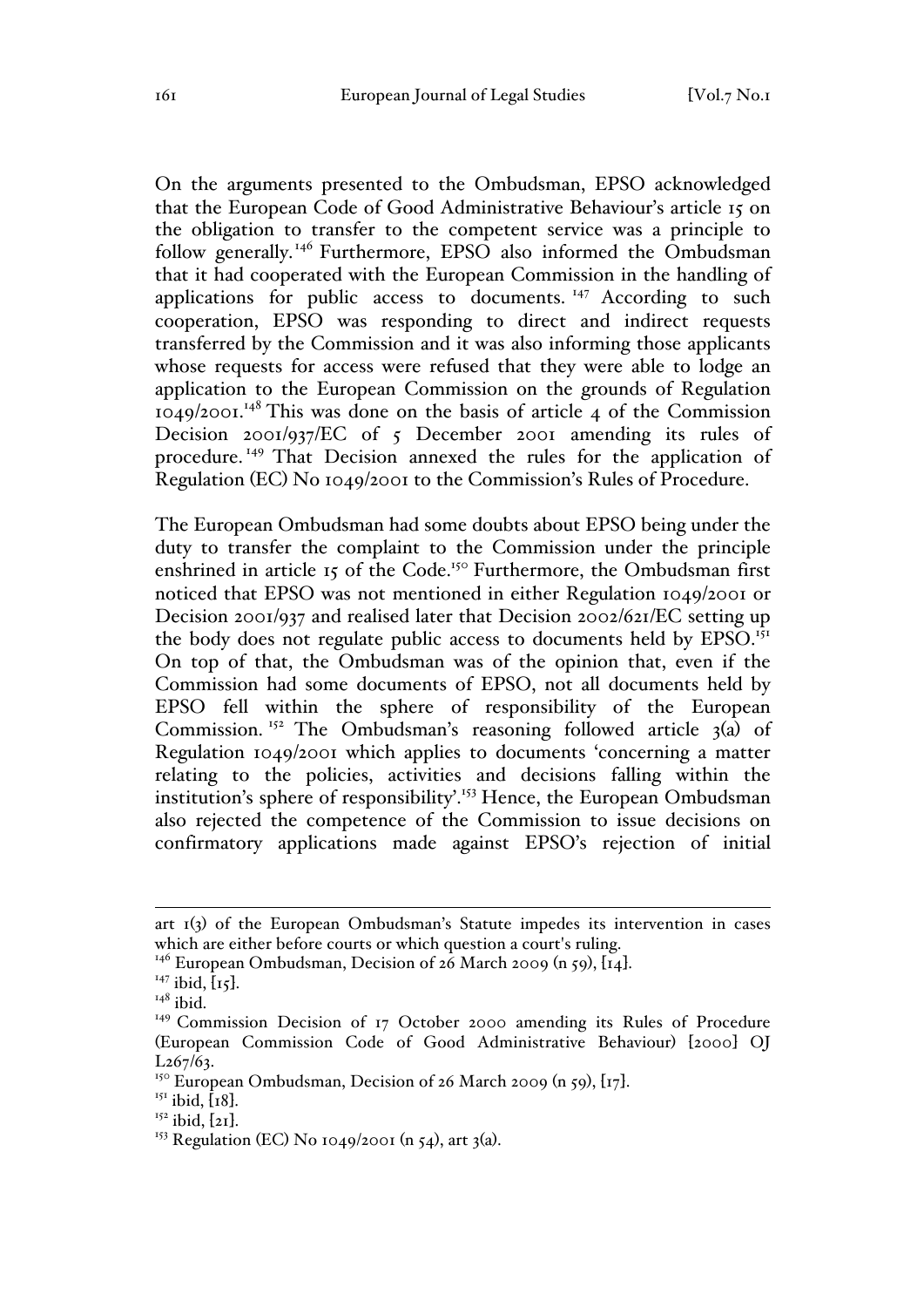On the arguments presented to the Ombudsman, EPSO acknowledged that the European Code of Good Administrative Behaviour's article 15 on the obligation to transfer to the competent service was a principle to follow generally.[146] Furthermore, EPSO also informed the Ombudsman that it had cooperated with the European Commission in the handling of applications for public access to documents.[147] According to such cooperation, EPSO was responding to direct and indirect requests transferred by the Commission and it was also informing those applicants whose requests for access were refused that they were able to lodge an application to the European Commission on the grounds of Regulation 1049/2001.[148] This was done on the basis of article 4 of the Commission Decision 2001/937/EC of 5 December 2001 amending its rules of procedure.[149] That Decision annexed the rules for the application of Regulation (EC) No 1049/2001 to the Commission's Rules of Procedure.

The European Ombudsman had some doubts about EPSO being under the duty to transfer the complaint to the Commission under the principle enshrined in article 15 of the Code.[150] Furthermore, the Ombudsman first noticed that EPSO was not mentioned in either Regulation 1049/2001 or Decision 2001/937 and realised later that Decision 2002/621/EC setting up the body does not regulate public access to documents held by EPSO.[151] On top of that, the Ombudsman was of the opinion that, even if the Commission had some documents of EPSO, not all documents held by EPSO fell within the sphere of responsibility of the European Commission.[152] The Ombudsman's reasoning followed article 3(a) of Regulation 1049/2001 which applies to documents 'concerning a matter relating to the policies, activities and decisions falling within the institution's sphere of responsibility'.[153] Hence, the European Ombudsman also rejected the competence of the Commission to issue decisions on confirmatory applications made against EPSO's rejection of initial

---

art 1(3) of the European Ombudsman's Statute impedes its intervention in cases which are either before courts or which question a court's ruling.

[146] European Ombudsman, Decision of 26 March 2009 (n 59), [14].

[147] ibid, [15].

[148] ibid.

[149] Commission Decision of 17 October 2000 amending its Rules of Procedure (European Commission Code of Good Administrative Behaviour) [2000] OJ L267/63.

[150] European Ombudsman, Decision of 26 March 2009 (n 59), [17].

[151] ibid, [18].

[152] ibid, [21].

[153] Regulation (EC) No 1049/2001 (n 54), art 3(a).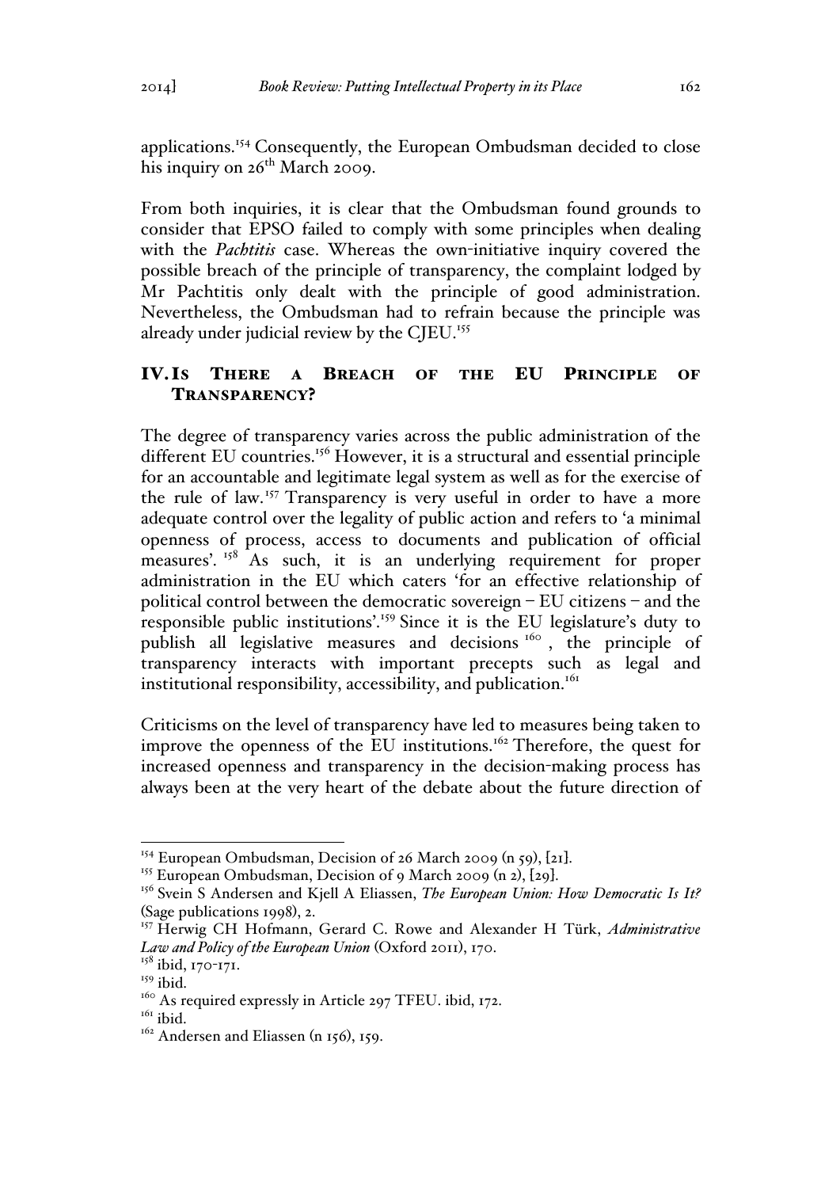applications.[154] Consequently, the European Ombudsman decided to close his inquiry on 26th March 2009.

From both inquiries, it is clear that the Ombudsman found grounds to consider that EPSO failed to comply with some principles when dealing with the *Pachtitis* case. Whereas the own-initiative inquiry covered the possible breach of the principle of transparency, the complaint lodged by Mr Pachtitis only dealt with the principle of good administration. Nevertheless, the Ombudsman had to refrain because the principle was already under judicial review by the CJEU.[155]

## IV. Is There a Breach of the EU Principle of Transparency?

The degree of transparency varies across the public administration of the different EU countries.[156] However, it is a structural and essential principle for an accountable and legitimate legal system as well as for the exercise of the rule of law.[157] Transparency is very useful in order to have a more adequate control over the legality of public action and refers to 'a minimal openness of process, access to documents and publication of official measures'.[158] As such, it is an underlying requirement for proper administration in the EU which caters 'for an effective relationship of political control between the democratic sovereign – EU citizens – and the responsible public institutions'.[159] Since it is the EU legislature's duty to publish all legislative measures and decisions[160], the principle of transparency interacts with important precepts such as legal and institutional responsibility, accessibility, and publication.[161]

Criticisms on the level of transparency have led to measures being taken to improve the openness of the EU institutions.[162] Therefore, the quest for increased openness and transparency in the decision-making process has always been at the very heart of the debate about the future direction of

---

[154] European Ombudsman, Decision of 26 March 2009 (n 59), [21].

[155] European Ombudsman, Decision of 9 March 2009 (n 2), [29].

[156] Svein S Andersen and Kjell A Eliassen, *The European Union: How Democratic Is It?* (Sage publications 1998), 2.

[157] Herwig CH Hofmann, Gerard C. Rowe and Alexander H Türk, *Administrative Law and Policy of the European Union* (Oxford 2011), 170.

[158] ibid, 170-171.

[159] ibid.

[160] As required expressly in Article 297 TFEU. ibid, 172.

[161] ibid.

[162] Andersen and Eliassen (n 156), 159.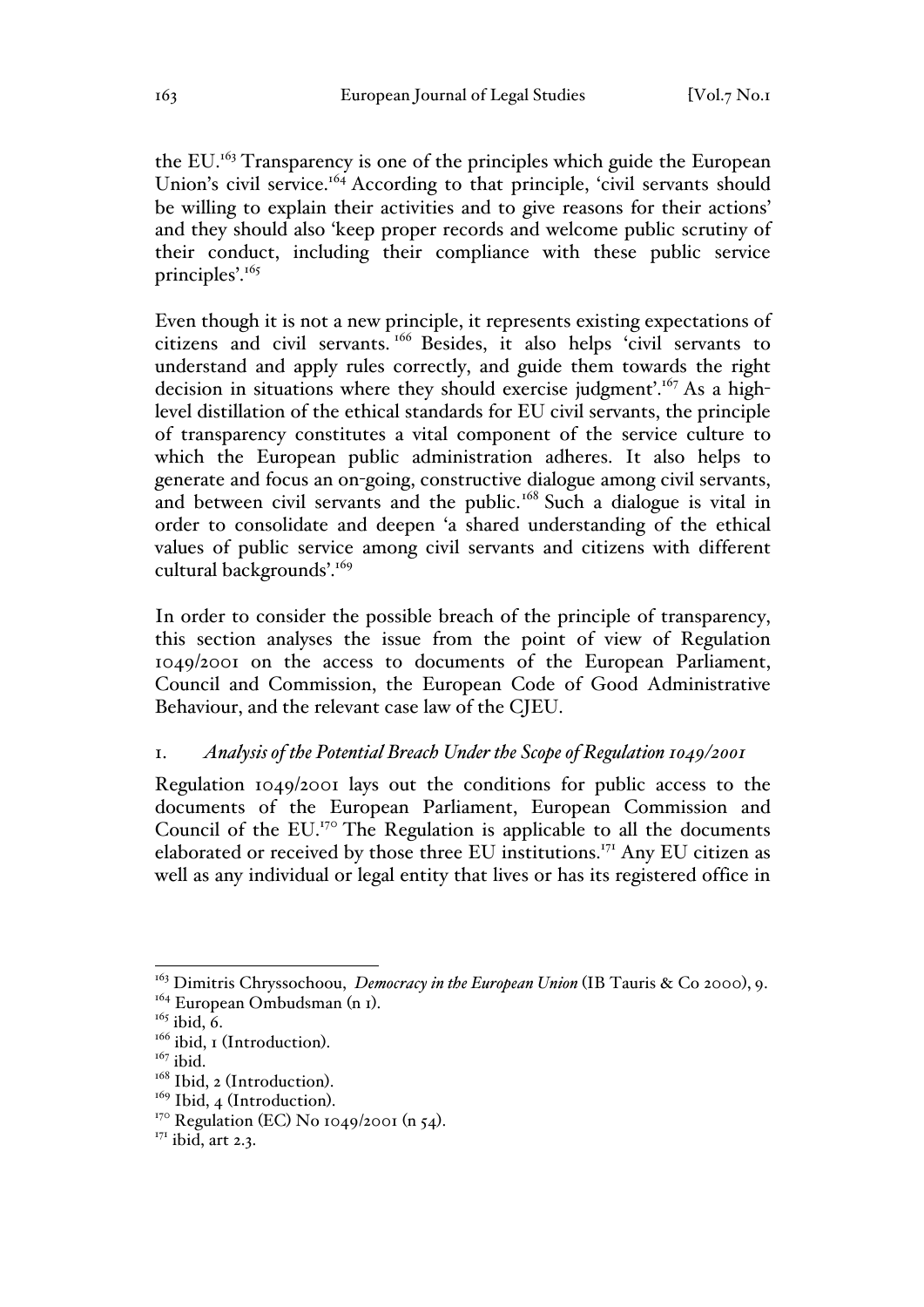the EU.[163] Transparency is one of the principles which guide the European Union's civil service.[164] According to that principle, 'civil servants should be willing to explain their activities and to give reasons for their actions' and they should also 'keep proper records and welcome public scrutiny of their conduct, including their compliance with these public service principles'.[165]

Even though it is not a new principle, it represents existing expectations of citizens and civil servants.[166] Besides, it also helps 'civil servants to understand and apply rules correctly, and guide them towards the right decision in situations where they should exercise judgment'.[167] As a high-level distillation of the ethical standards for EU civil servants, the principle of transparency constitutes a vital component of the service culture to which the European public administration adheres. It also helps to generate and focus an on-going, constructive dialogue among civil servants, and between civil servants and the public.[168] Such a dialogue is vital in order to consolidate and deepen 'a shared understanding of the ethical values of public service among civil servants and citizens with different cultural backgrounds'.[169]

In order to consider the possible breach of the principle of transparency, this section analyses the issue from the point of view of Regulation 1049/2001 on the access to documents of the European Parliament, Council and Commission, the European Code of Good Administrative Behaviour, and the relevant case law of the CJEU.

### 1. *Analysis of the Potential Breach Under the Scope of Regulation 1049/2001*

Regulation 1049/2001 lays out the conditions for public access to the documents of the European Parliament, European Commission and Council of the EU.[170] The Regulation is applicable to all the documents elaborated or received by those three EU institutions.[171] Any EU citizen as well as any individual or legal entity that lives or has its registered office in

---

[163] Dimitris Chryssochoou, *Democracy in the European Union* (IB Tauris & Co 2000), 9.

[164] European Ombudsman (n 1).

[165] ibid, 6.

[166] ibid, 1 (Introduction).

[167] ibid.

[168] Ibid, 2 (Introduction).

[169] Ibid, 4 (Introduction).

[170] Regulation (EC) No 1049/2001 (n 54).

[171] ibid, art 2.3.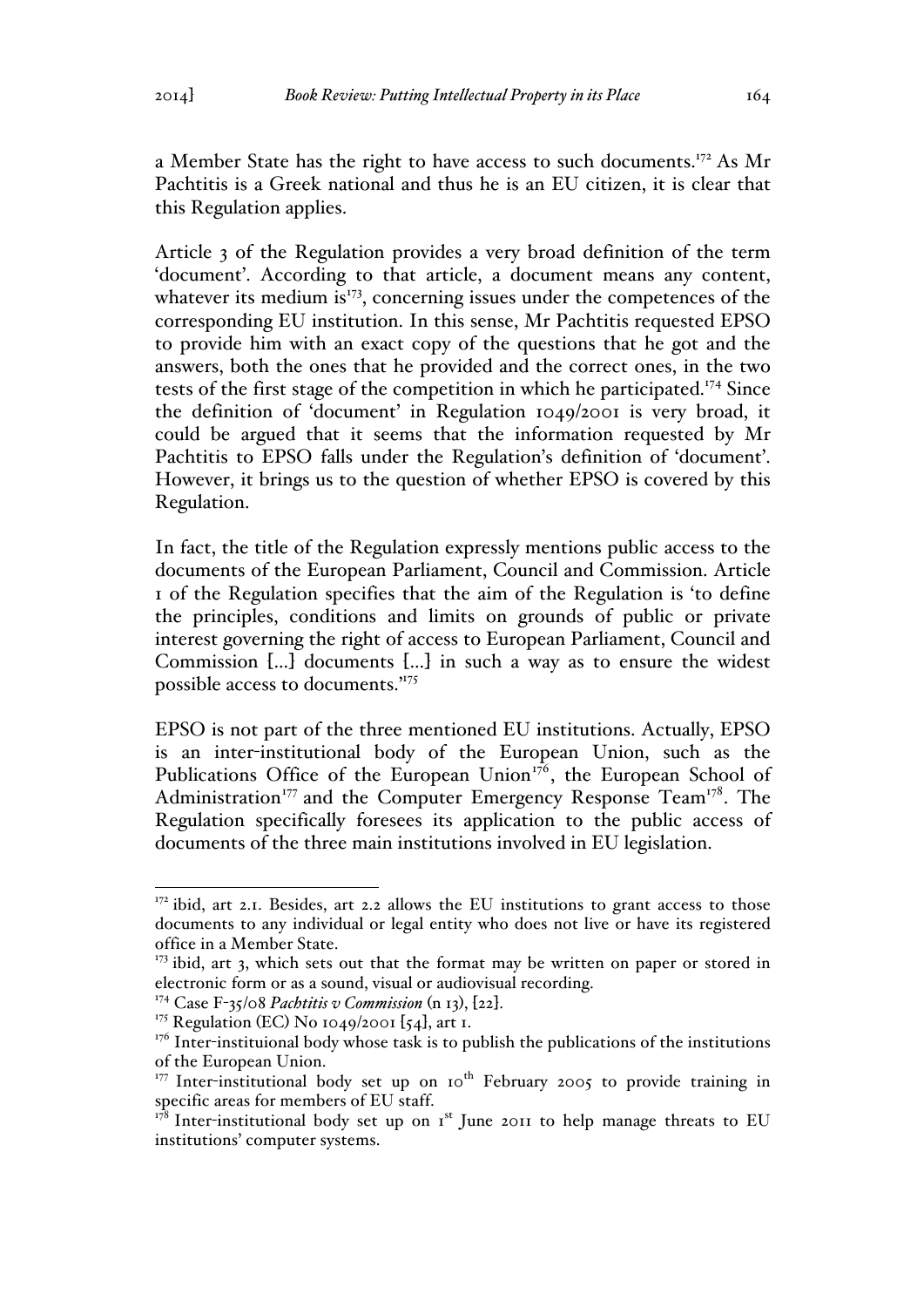a Member State has the right to have access to such documents.[172] As Mr Pachtitis is a Greek national and thus he is an EU citizen, it is clear that this Regulation applies.

Article 3 of the Regulation provides a very broad definition of the term 'document'. According to that article, a document means any content, whatever its medium is[173], concerning issues under the competences of the corresponding EU institution. In this sense, Mr Pachtitis requested EPSO to provide him with an exact copy of the questions that he got and the answers, both the ones that he provided and the correct ones, in the two tests of the first stage of the competition in which he participated.[174] Since the definition of 'document' in Regulation 1049/2001 is very broad, it could be argued that it seems that the information requested by Mr Pachtitis to EPSO falls under the Regulation's definition of 'document'. However, it brings us to the question of whether EPSO is covered by this Regulation.

In fact, the title of the Regulation expressly mentions public access to the documents of the European Parliament, Council and Commission. Article 1 of the Regulation specifies that the aim of the Regulation is 'to define the principles, conditions and limits on grounds of public or private interest governing the right of access to European Parliament, Council and Commission [...] documents [...] in such a way as to ensure the widest possible access to documents."[175]

EPSO is not part of the three mentioned EU institutions. Actually, EPSO is an inter-institutional body of the European Union, such as the Publications Office of the European Union[176], the European School of Administration[177] and the Computer Emergency Response Team[178]. The Regulation specifically foresees its application to the public access of documents of the three main institutions involved in EU legislation.

---

[172] ibid, art 2.1. Besides, art 2.2 allows the EU institutions to grant access to those documents to any individual or legal entity who does not live or have its registered office in a Member State.

[173] ibid, art 3, which sets out that the format may be written on paper or stored in electronic form or as a sound, visual or audiovisual recording.

[174] Case F-35/08 *Pachtitis v Commission* (n 13), [22].

[175] Regulation (EC) No 1049/2001 [54], art 1.

[176] Inter-instituional body whose task is to publish the publications of the institutions of the European Union.

[177] Inter-institutional body set up on 10th February 2005 to provide training in specific areas for members of EU staff.

[178] Inter-institutional body set up on 1st June 2011 to help manage threats to EU institutions' computer systems.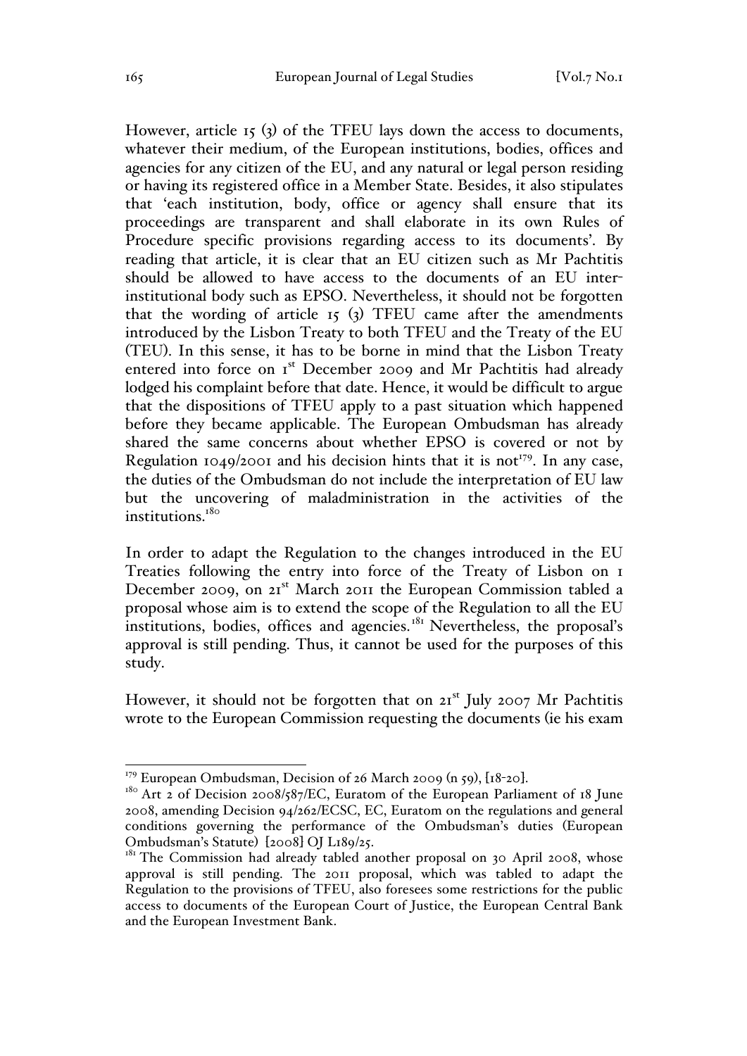However, article 15 (3) of the TFEU lays down the access to documents, whatever their medium, of the European institutions, bodies, offices and agencies for any citizen of the EU, and any natural or legal person residing or having its registered office in a Member State. Besides, it also stipulates that 'each institution, body, office or agency shall ensure that its proceedings are transparent and shall elaborate in its own Rules of Procedure specific provisions regarding access to its documents'. By reading that article, it is clear that an EU citizen such as Mr Pachtitis should be allowed to have access to the documents of an EU inter-institutional body such as EPSO. Nevertheless, it should not be forgotten that the wording of article 15 (3) TFEU came after the amendments introduced by the Lisbon Treaty to both TFEU and the Treaty of the EU (TEU). In this sense, it has to be borne in mind that the Lisbon Treaty entered into force on 1st December 2009 and Mr Pachtitis had already lodged his complaint before that date. Hence, it would be difficult to argue that the dispositions of TFEU apply to a past situation which happened before they became applicable. The European Ombudsman has already shared the same concerns about whether EPSO is covered or not by Regulation 1049/2001 and his decision hints that it is not[179]. In any case, the duties of the Ombudsman do not include the interpretation of EU law but the uncovering of maladministration in the activities of the institutions.[180]

In order to adapt the Regulation to the changes introduced in the EU Treaties following the entry into force of the Treaty of Lisbon on 1 December 2009, on 21st March 2011 the European Commission tabled a proposal whose aim is to extend the scope of the Regulation to all the EU institutions, bodies, offices and agencies.[181] Nevertheless, the proposal's approval is still pending. Thus, it cannot be used for the purposes of this study.

However, it should not be forgotten that on 21st July 2007 Mr Pachtitis wrote to the European Commission requesting the documents (ie his exam

---

[179] European Ombudsman, Decision of 26 March 2009 (n 59), [18-20].

[180] Art 2 of Decision 2008/587/EC, Euratom of the European Parliament of 18 June 2008, amending Decision 94/262/ECSC, EC, Euratom on the regulations and general conditions governing the performance of the Ombudsman's duties (European Ombudsman's Statute) [2008] OJ L189/25.

[181] The Commission had already tabled another proposal on 30 April 2008, whose approval is still pending. The 2011 proposal, which was tabled to adapt the Regulation to the provisions of TFEU, also foresees some restrictions for the public access to documents of the European Court of Justice, the European Central Bank and the European Investment Bank.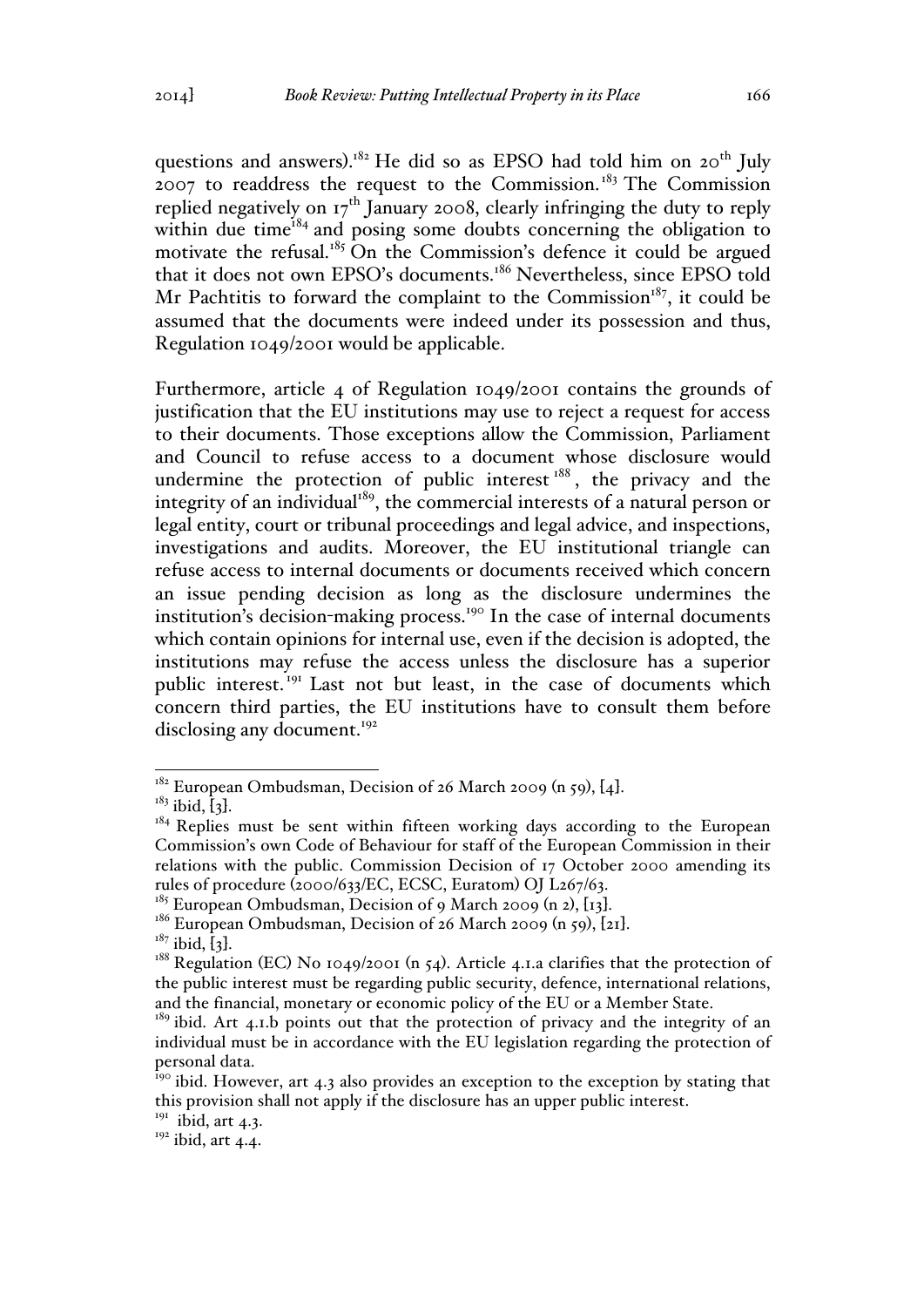questions and answers).[182] He did so as EPSO had told him on 20th July 2007 to readdress the request to the Commission.[183] The Commission replied negatively on 17th January 2008, clearly infringing the duty to reply within due time[184] and posing some doubts concerning the obligation to motivate the refusal.[185] On the Commission's defence it could be argued that it does not own EPSO's documents.[186] Nevertheless, since EPSO told Mr Pachtitis to forward the complaint to the Commission[187], it could be assumed that the documents were indeed under its possession and thus, Regulation 1049/2001 would be applicable.

Furthermore, article 4 of Regulation 1049/2001 contains the grounds of justification that the EU institutions may use to reject a request for access to their documents. Those exceptions allow the Commission, Parliament and Council to refuse access to a document whose disclosure would undermine the protection of public interest[188], the privacy and the integrity of an individual[189], the commercial interests of a natural person or legal entity, court or tribunal proceedings and legal advice, and inspections, investigations and audits. Moreover, the EU institutional triangle can refuse access to internal documents or documents received which concern an issue pending decision as long as the disclosure undermines the institution's decision-making process.[190] In the case of internal documents which contain opinions for internal use, even if the decision is adopted, the institutions may refuse the access unless the disclosure has a superior public interest.[191] Last not but least, in the case of documents which concern third parties, the EU institutions have to consult them before disclosing any document.[192]

---

[182] European Ombudsman, Decision of 26 March 2009 (n 59), [4].

[183] ibid, [3].

[184] Replies must be sent within fifteen working days according to the European Commission's own Code of Behaviour for staff of the European Commission in their relations with the public. Commission Decision of 17 October 2000 amending its rules of procedure (2000/633/EC, ECSC, Euratom) OJ L267/63.

[185] European Ombudsman, Decision of 9 March 2009 (n 2), [13].

[186] European Ombudsman, Decision of 26 March 2009 (n 59), [21].

[187] ibid, [3].

[188] Regulation (EC) No 1049/2001 (n 54). Article 4.1.a clarifies that the protection of the public interest must be regarding public security, defence, international relations, and the financial, monetary or economic policy of the EU or a Member State.

[189] ibid. Art 4.1.b points out that the protection of privacy and the integrity of an individual must be in accordance with the EU legislation regarding the protection of personal data.

[190] ibid. However, art 4.3 also provides an exception to the exception by stating that this provision shall not apply if the disclosure has an upper public interest.

[191] ibid, art 4.3.

[192] ibid, art 4.4.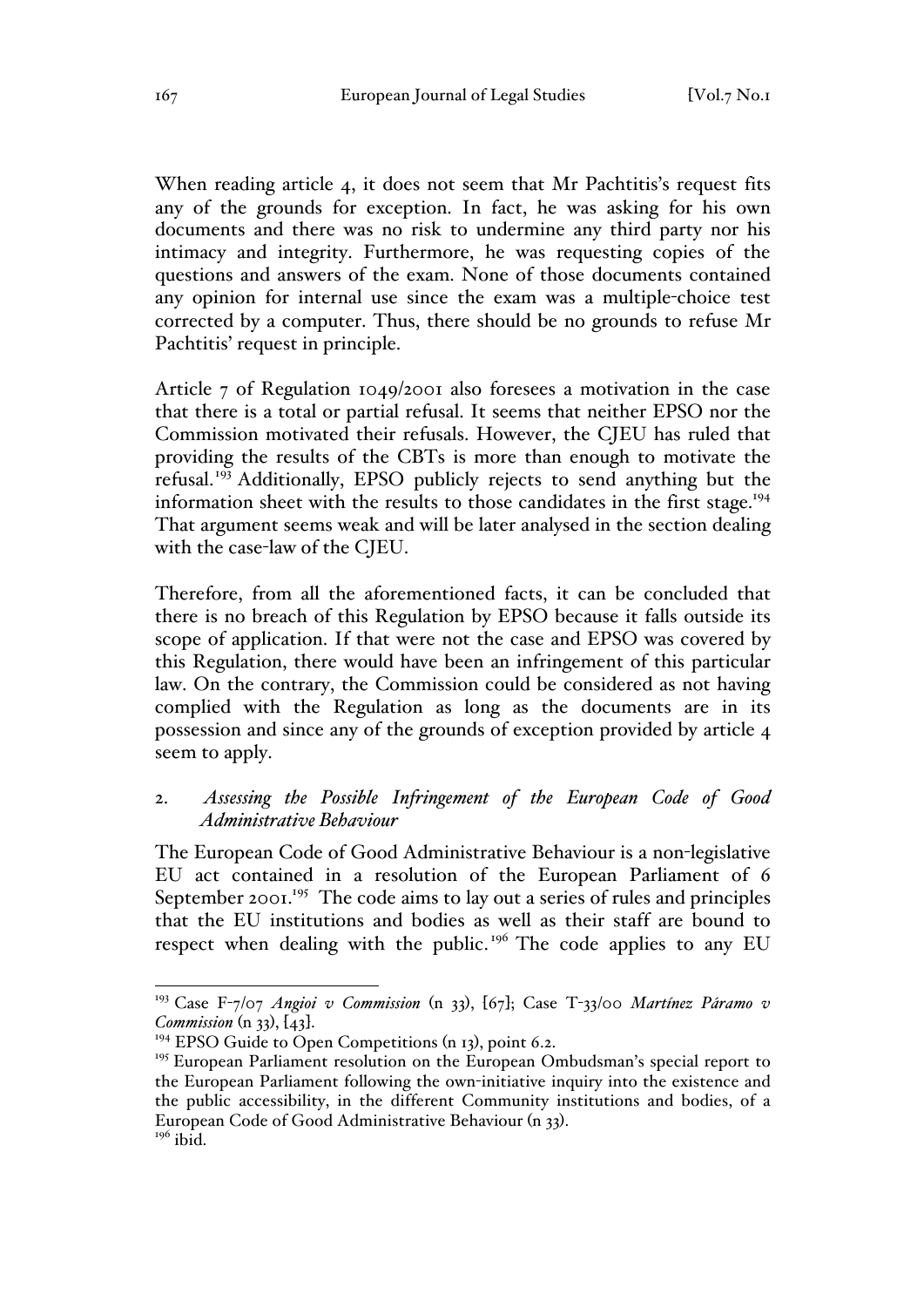When reading article 4, it does not seem that Mr Pachtitis's request fits any of the grounds for exception. In fact, he was asking for his own documents and there was no risk to undermine any third party nor his intimacy and integrity. Furthermore, he was requesting copies of the questions and answers of the exam. None of those documents contained any opinion for internal use since the exam was a multiple-choice test corrected by a computer. Thus, there should be no grounds to refuse Mr Pachtitis' request in principle.

Article 7 of Regulation 1049/2001 also foresees a motivation in the case that there is a total or partial refusal. It seems that neither EPSO nor the Commission motivated their refusals. However, the CJEU has ruled that providing the results of the CBTs is more than enough to motivate the refusal.[193] Additionally, EPSO publicly rejects to send anything but the information sheet with the results to those candidates in the first stage.[194] That argument seems weak and will be later analysed in the section dealing with the case-law of the CJEU.

Therefore, from all the aforementioned facts, it can be concluded that there is no breach of this Regulation by EPSO because it falls outside its scope of application. If that were not the case and EPSO was covered by this Regulation, there would have been an infringement of this particular law. On the contrary, the Commission could be considered as not having complied with the Regulation as long as the documents are in its possession and since any of the grounds of exception provided by article 4 seem to apply.

### 2. *Assessing the Possible Infringement of the European Code of Good Administrative Behaviour*

The European Code of Good Administrative Behaviour is a non-legislative EU act contained in a resolution of the European Parliament of 6 September 2001.[195] The code aims to lay out a series of rules and principles that the EU institutions and bodies as well as their staff are bound to respect when dealing with the public.[196] The code applies to any EU

---

[193] Case F-7/07 *Angioi v Commission* (n 33), [67]; Case T-33/00 *Martínez Páramo v Commission* (n 33), [43].

[194] EPSO Guide to Open Competitions (n 13), point 6.2.

[195] European Parliament resolution on the European Ombudsman's special report to the European Parliament following the own-initiative inquiry into the existence and the public accessibility, in the different Community institutions and bodies, of a European Code of Good Administrative Behaviour (n 33).

[196] ibid.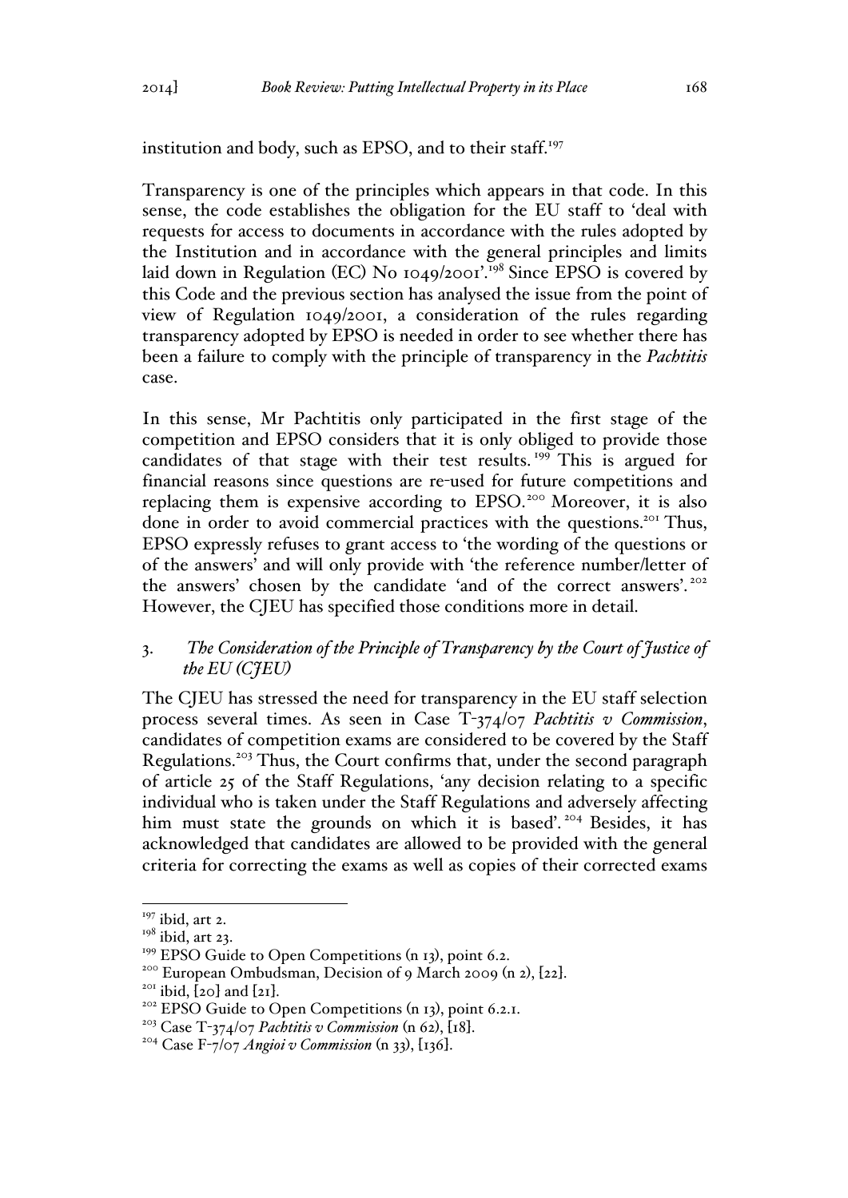institution and body, such as EPSO, and to their staff.[197]

Transparency is one of the principles which appears in that code. In this sense, the code establishes the obligation for the EU staff to 'deal with requests for access to documents in accordance with the rules adopted by the Institution and in accordance with the general principles and limits laid down in Regulation (EC) No 1049/2001'.[198] Since EPSO is covered by this Code and the previous section has analysed the issue from the point of view of Regulation 1049/2001, a consideration of the rules regarding transparency adopted by EPSO is needed in order to see whether there has been a failure to comply with the principle of transparency in the *Pachtitis* case.

In this sense, Mr Pachtitis only participated in the first stage of the competition and EPSO considers that it is only obliged to provide those candidates of that stage with their test results.[199] This is argued for financial reasons since questions are re-used for future competitions and replacing them is expensive according to EPSO.[200] Moreover, it is also done in order to avoid commercial practices with the questions.[201] Thus, EPSO expressly refuses to grant access to 'the wording of the questions or of the answers' and will only provide with 'the reference number/letter of the answers' chosen by the candidate 'and of the correct answers'.[202] However, the CJEU has specified those conditions more in detail.

### 3. *The Consideration of the Principle of Transparency by the Court of Justice of the EU (CJEU)*

The CJEU has stressed the need for transparency in the EU staff selection process several times. As seen in Case T-374/07 *Pachtitis v Commission*, candidates of competition exams are considered to be covered by the Staff Regulations.[203] Thus, the Court confirms that, under the second paragraph of article 25 of the Staff Regulations, 'any decision relating to a specific individual who is taken under the Staff Regulations and adversely affecting him must state the grounds on which it is based'.[204] Besides, it has acknowledged that candidates are allowed to be provided with the general criteria for correcting the exams as well as copies of their corrected exams

---

[197] ibid, art 2.

[198] ibid, art 23.

[199] EPSO Guide to Open Competitions (n 13), point 6.2.

[200] European Ombudsman, Decision of 9 March 2009 (n 2), [22].

[201] ibid, [20] and [21].

[202] EPSO Guide to Open Competitions (n 13), point 6.2.1.

[203] Case T-374/07 *Pachtitis v Commission* (n 62), [18].

[204] Case F-7/07 *Angioi v Commission* (n 33), [136].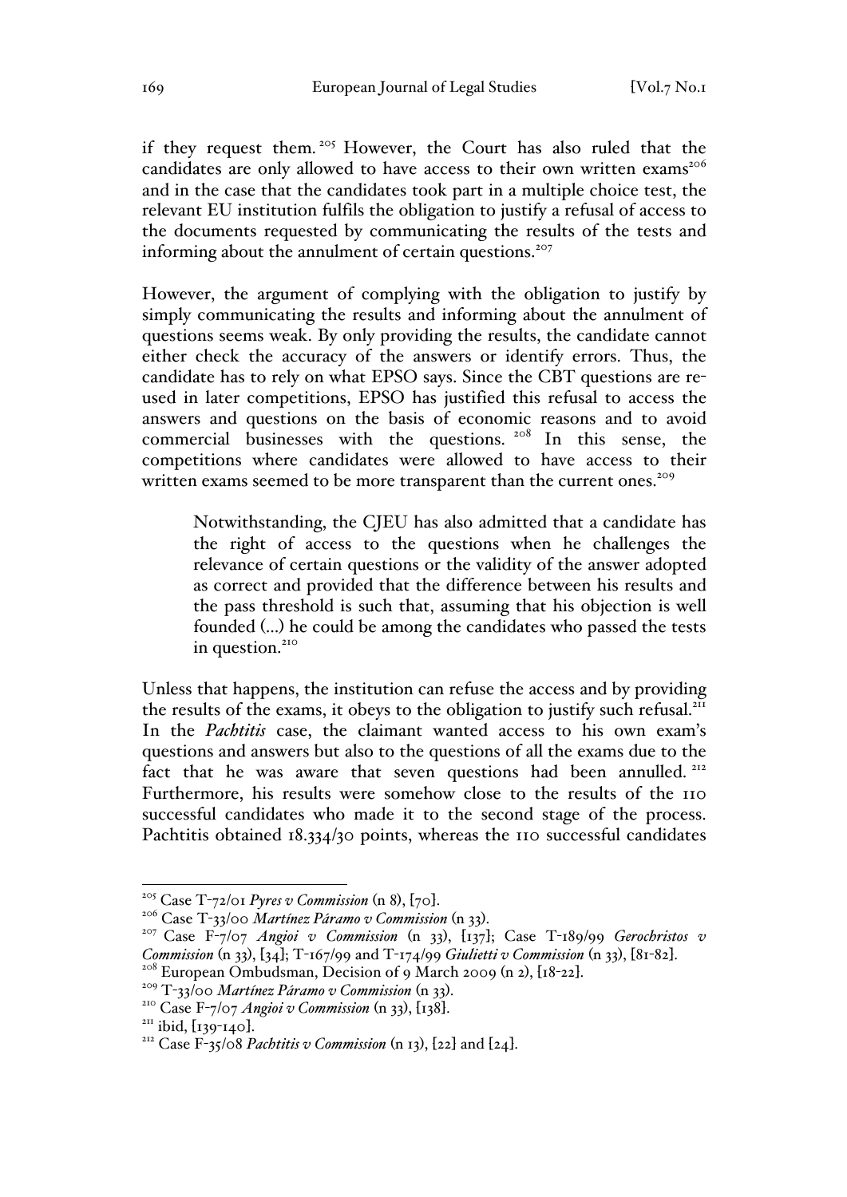if they request them.[205] However, the Court has also ruled that the candidates are only allowed to have access to their own written exams[206] and in the case that the candidates took part in a multiple choice test, the relevant EU institution fulfils the obligation to justify a refusal of access to the documents requested by communicating the results of the tests and informing about the annulment of certain questions.[207]

However, the argument of complying with the obligation to justify by simply communicating the results and informing about the annulment of questions seems weak. By only providing the results, the candidate cannot either check the accuracy of the answers or identify errors. Thus, the candidate has to rely on what EPSO says. Since the CBT questions are re-used in later competitions, EPSO has justified this refusal to access the answers and questions on the basis of economic reasons and to avoid commercial businesses with the questions.[208] In this sense, the competitions where candidates were allowed to have access to their written exams seemed to be more transparent than the current ones.[209]

> Notwithstanding, the CJEU has also admitted that a candidate has the right of access to the questions when he challenges the relevance of certain questions or the validity of the answer adopted as correct and provided that the difference between his results and the pass threshold is such that, assuming that his objection is well founded (...) he could be among the candidates who passed the tests in question.[210]

Unless that happens, the institution can refuse the access and by providing the results of the exams, it obeys to the obligation to justify such refusal.[211] In the *Pachtitis* case, the claimant wanted access to his own exam's questions and answers but also to the questions of all the exams due to the fact that he was aware that seven questions had been annulled.[212] Furthermore, his results were somehow close to the results of the 110 successful candidates who made it to the second stage of the process. Pachtitis obtained 18.334/30 points, whereas the 110 successful candidates

---

[205] Case T-72/01 *Pyres v Commission* (n 8), [70].

[206] Case T-33/00 *Martínez Páramo v Commission* (n 33).

[207] Case F-7/07 *Angioi v Commission* (n 33), [137]; Case T-189/99 *Gerochristos v Commission* (n 33), [34]; T-167/99 and T-174/99 *Giulietti v Commission* (n 33), [81-82].

[208] European Ombudsman, Decision of 9 March 2009 (n 2), [18-22].

[209] T-33/00 *Martínez Páramo v Commission* (n 33).

[210] Case F-7/07 *Angioi v Commission* (n 33), [138].

[211] ibid, [139-140].

[212] Case F-35/08 *Pachtitis v Commission* (n 13), [22] and [24].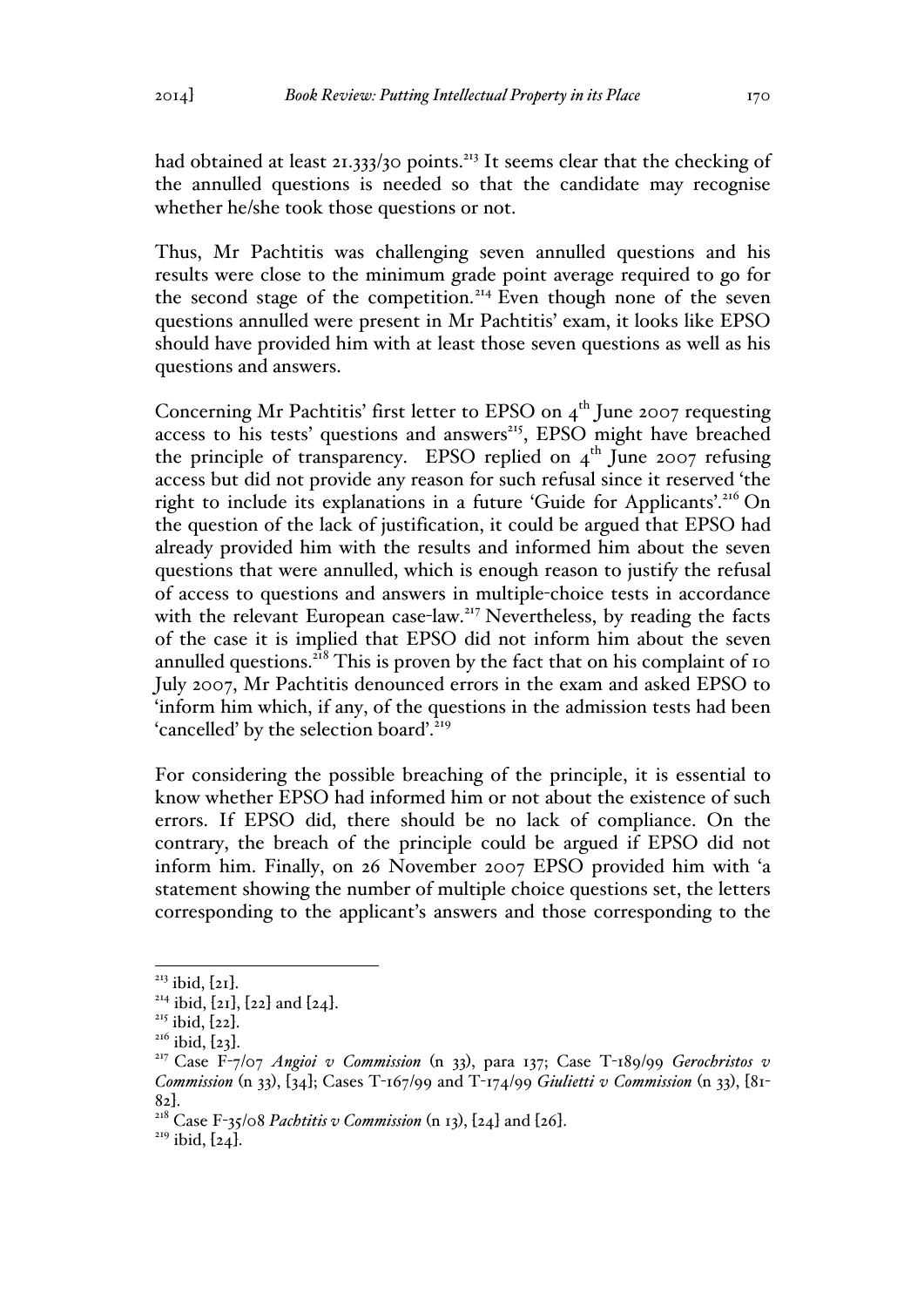had obtained at least 21.333/30 points.[213] It seems clear that the checking of the annulled questions is needed so that the candidate may recognise whether he/she took those questions or not.

Thus, Mr Pachtitis was challenging seven annulled questions and his results were close to the minimum grade point average required to go for the second stage of the competition.[214] Even though none of the seven questions annulled were present in Mr Pachtitis' exam, it looks like EPSO should have provided him with at least those seven questions as well as his questions and answers.

Concerning Mr Pachtitis' first letter to EPSO on 4th June 2007 requesting access to his tests' questions and answers[215], EPSO might have breached the principle of transparency. EPSO replied on 4th June 2007 refusing access but did not provide any reason for such refusal since it reserved 'the right to include its explanations in a future 'Guide for Applicants'.[216] On the question of the lack of justification, it could be argued that EPSO had already provided him with the results and informed him about the seven questions that were annulled, which is enough reason to justify the refusal of access to questions and answers in multiple-choice tests in accordance with the relevant European case-law.[217] Nevertheless, by reading the facts of the case it is implied that EPSO did not inform him about the seven annulled questions.[218] This is proven by the fact that on his complaint of 10 July 2007, Mr Pachtitis denounced errors in the exam and asked EPSO to 'inform him which, if any, of the questions in the admission tests had been 'cancelled' by the selection board'.[219]

For considering the possible breaching of the principle, it is essential to know whether EPSO had informed him or not about the existence of such errors. If EPSO did, there should be no lack of compliance. On the contrary, the breach of the principle could be argued if EPSO did not inform him. Finally, on 26 November 2007 EPSO provided him with 'a statement showing the number of multiple choice questions set, the letters corresponding to the applicant's answers and those corresponding to the

---

[213] ibid, [21].

[214] ibid, [21], [22] and [24].

[215] ibid, [22].

[216] ibid, [23].

[217] Case F-7/07 *Angioi v Commission* (n 33), para 137; Case T-189/99 *Gerochristos v Commission* (n 33), [34]; Cases T-167/99 and T-174/99 *Giulietti v Commission* (n 33), [81-82].

[218] Case F-35/08 *Pachtitis v Commission* (n 13), [24] and [26].

[219] ibid, [24].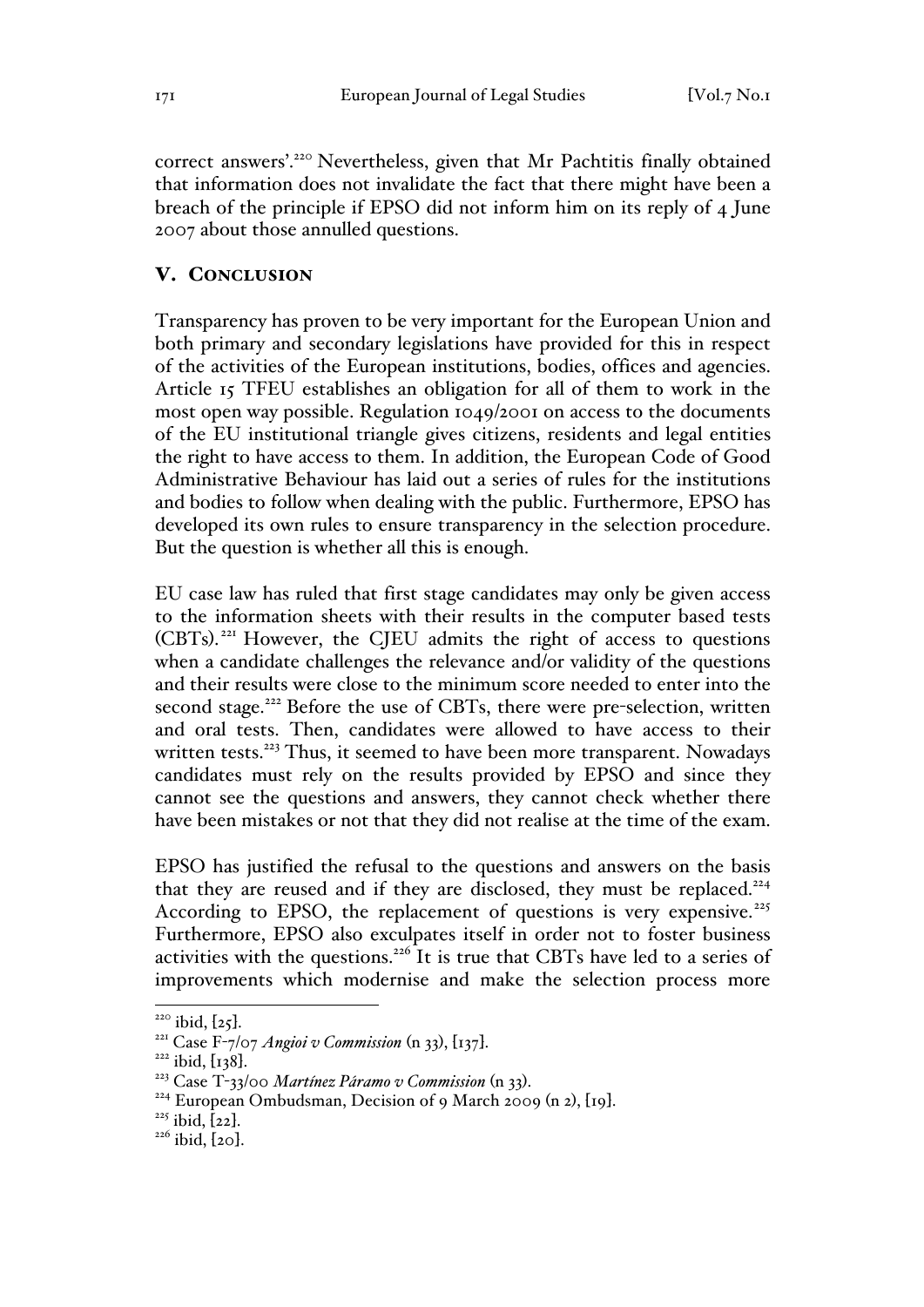correct answers'.[220] Nevertheless, given that Mr Pachtitis finally obtained that information does not invalidate the fact that there might have been a breach of the principle if EPSO did not inform him on its reply of 4 June 2007 about those annulled questions.

## V. CONCLUSION

Transparency has proven to be very important for the European Union and both primary and secondary legislations have provided for this in respect of the activities of the European institutions, bodies, offices and agencies. Article 15 TFEU establishes an obligation for all of them to work in the most open way possible. Regulation 1049/2001 on access to the documents of the EU institutional triangle gives citizens, residents and legal entities the right to have access to them. In addition, the European Code of Good Administrative Behaviour has laid out a series of rules for the institutions and bodies to follow when dealing with the public. Furthermore, EPSO has developed its own rules to ensure transparency in the selection procedure. But the question is whether all this is enough.

EU case law has ruled that first stage candidates may only be given access to the information sheets with their results in the computer based tests (CBTs).[221] However, the CJEU admits the right of access to questions when a candidate challenges the relevance and/or validity of the questions and their results were close to the minimum score needed to enter into the second stage.[222] Before the use of CBTs, there were pre-selection, written and oral tests. Then, candidates were allowed to have access to their written tests.[223] Thus, it seemed to have been more transparent. Nowadays candidates must rely on the results provided by EPSO and since they cannot see the questions and answers, they cannot check whether there have been mistakes or not that they did not realise at the time of the exam.

EPSO has justified the refusal to the questions and answers on the basis that they are reused and if they are disclosed, they must be replaced.[224] According to EPSO, the replacement of questions is very expensive.[225] Furthermore, EPSO also exculpates itself in order not to foster business activities with the questions.[226] It is true that CBTs have led to a series of improvements which modernise and make the selection process more

---

[220] ibid, [25].

[221] Case F-7/07 *Angioi v Commission* (n 33), [137].

[222] ibid, [138].

[223] Case T-33/00 *Martínez Páramo v Commission* (n 33).

[224] European Ombudsman, Decision of 9 March 2009 (n 2), [19].

[225] ibid, [22].

[226] ibid, [20].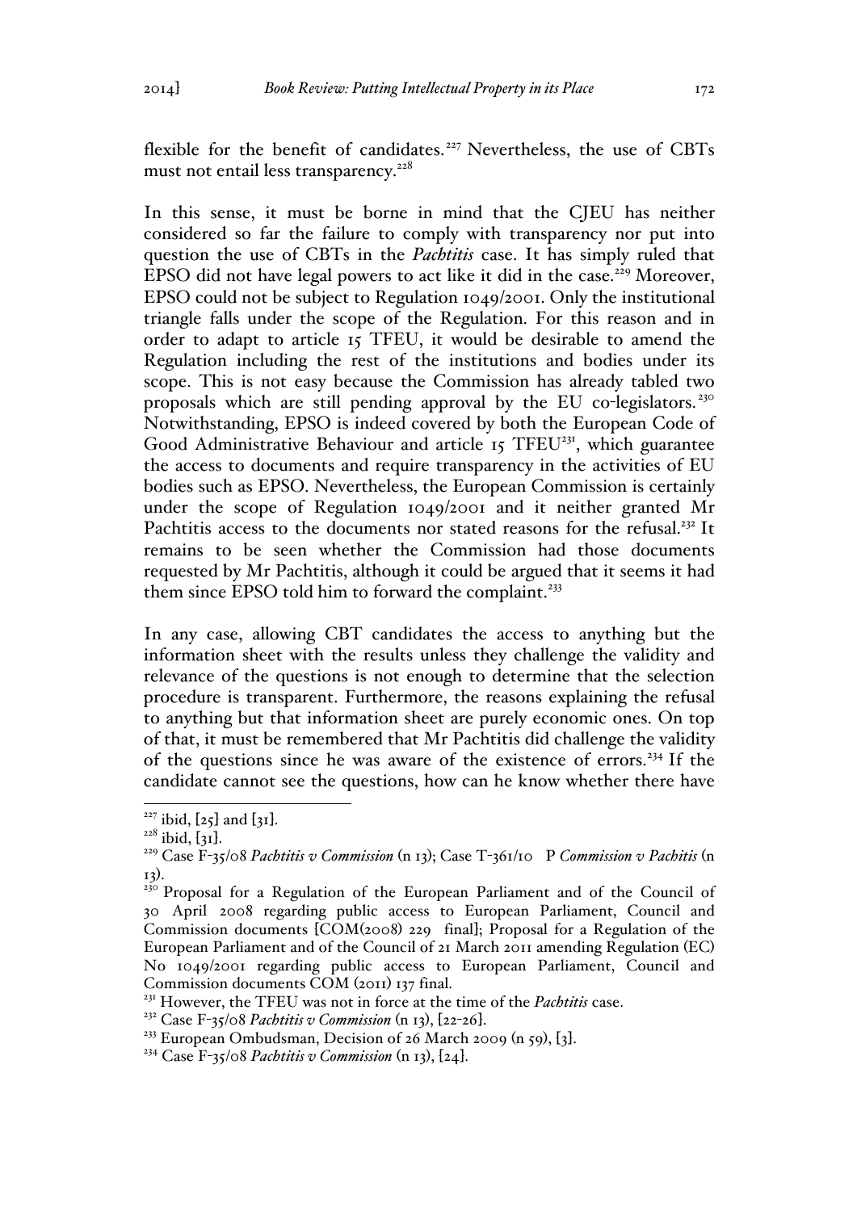flexible for the benefit of candidates.[227] Nevertheless, the use of CBTs must not entail less transparency.[228]

In this sense, it must be borne in mind that the CJEU has neither considered so far the failure to comply with transparency nor put into question the use of CBTs in the *Pachtitis* case. It has simply ruled that EPSO did not have legal powers to act like it did in the case.[229] Moreover, EPSO could not be subject to Regulation 1049/2001. Only the institutional triangle falls under the scope of the Regulation. For this reason and in order to adapt to article 15 TFEU, it would be desirable to amend the Regulation including the rest of the institutions and bodies under its scope. This is not easy because the Commission has already tabled two proposals which are still pending approval by the EU co-legislators.[230] Notwithstanding, EPSO is indeed covered by both the European Code of Good Administrative Behaviour and article 15 TFEU[231], which guarantee the access to documents and require transparency in the activities of EU bodies such as EPSO. Nevertheless, the European Commission is certainly under the scope of Regulation 1049/2001 and it neither granted Mr Pachtitis access to the documents nor stated reasons for the refusal.[232] It remains to be seen whether the Commission had those documents requested by Mr Pachtitis, although it could be argued that it seems it had them since EPSO told him to forward the complaint.[233]

In any case, allowing CBT candidates the access to anything but the information sheet with the results unless they challenge the validity and relevance of the questions is not enough to determine that the selection procedure is transparent. Furthermore, the reasons explaining the refusal to anything but that information sheet are purely economic ones. On top of that, it must be remembered that Mr Pachtitis did challenge the validity of the questions since he was aware of the existence of errors.[234] If the candidate cannot see the questions, how can he know whether there have

---

[227] ibid, [25] and [31].

[228] ibid, [31].

[229] Case F-35/08 *Pachtitis v Commission* (n 13); Case T-361/10 P *Commission v Pachitis* (n 13).

[230] Proposal for a Regulation of the European Parliament and of the Council of 30 April 2008 regarding public access to European Parliament, Council and Commission documents [COM(2008) 229 final]; Proposal for a Regulation of the European Parliament and of the Council of 21 March 2011 amending Regulation (EC) No 1049/2001 regarding public access to European Parliament, Council and Commission documents COM (2011) 137 final.

[231] However, the TFEU was not in force at the time of the *Pachtitis* case.

[232] Case F-35/08 *Pachtitis v Commission* (n 13), [22-26].

[233] European Ombudsman, Decision of 26 March 2009 (n 59), [3].

[234] Case F-35/08 *Pachtitis v Commission* (n 13), [24].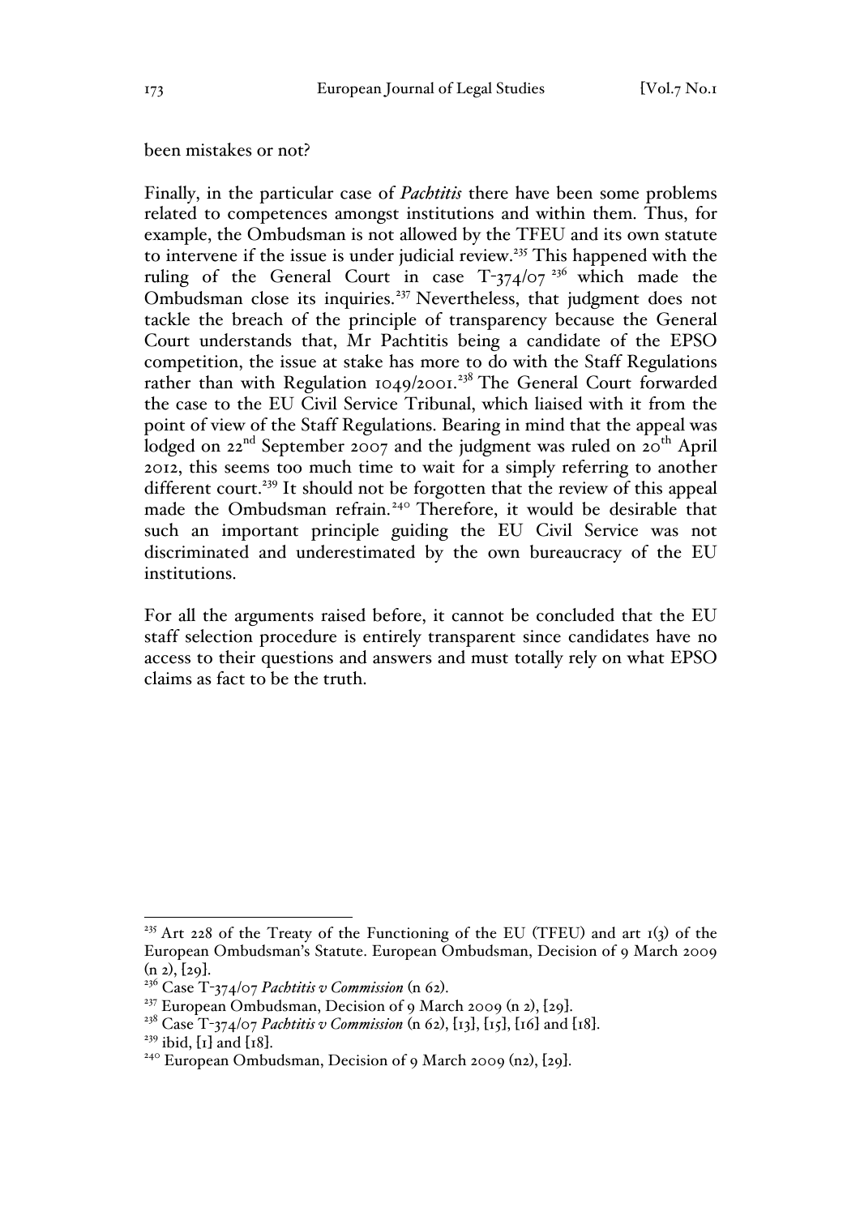been mistakes or not?

Finally, in the particular case of *Pachtitis* there have been some problems related to competences amongst institutions and within them. Thus, for example, the Ombudsman is not allowed by the TFEU and its own statute to intervene if the issue is under judicial review.[235] This happened with the ruling of the General Court in case T-374/07 [236] which made the Ombudsman close its inquiries.[237] Nevertheless, that judgment does not tackle the breach of the principle of transparency because the General Court understands that, Mr Pachtitis being a candidate of the EPSO competition, the issue at stake has more to do with the Staff Regulations rather than with Regulation 1049/2001.[238] The General Court forwarded the case to the EU Civil Service Tribunal, which liaised with it from the point of view of the Staff Regulations. Bearing in mind that the appeal was lodged on 22nd September 2007 and the judgment was ruled on 20th April 2012, this seems too much time to wait for a simply referring to another different court.[239] It should not be forgotten that the review of this appeal made the Ombudsman refrain.[240] Therefore, it would be desirable that such an important principle guiding the EU Civil Service was not discriminated and underestimated by the own bureaucracy of the EU institutions.

For all the arguments raised before, it cannot be concluded that the EU staff selection procedure is entirely transparent since candidates have no access to their questions and answers and must totally rely on what EPSO claims as fact to be the truth.

---

[235] Art 228 of the Treaty of the Functioning of the EU (TFEU) and art 1(3) of the European Ombudsman's Statute. European Ombudsman, Decision of 9 March 2009 (n 2), [29].

[236] Case T-374/07 *Pachtitis v Commission* (n 62).

[237] European Ombudsman, Decision of 9 March 2009 (n 2), [29].

[238] Case T-374/07 *Pachtitis v Commission* (n 62), [13], [15], [16] and [18].

[239] ibid, [1] and [18].

[240] European Ombudsman, Decision of 9 March 2009 (n2), [29].